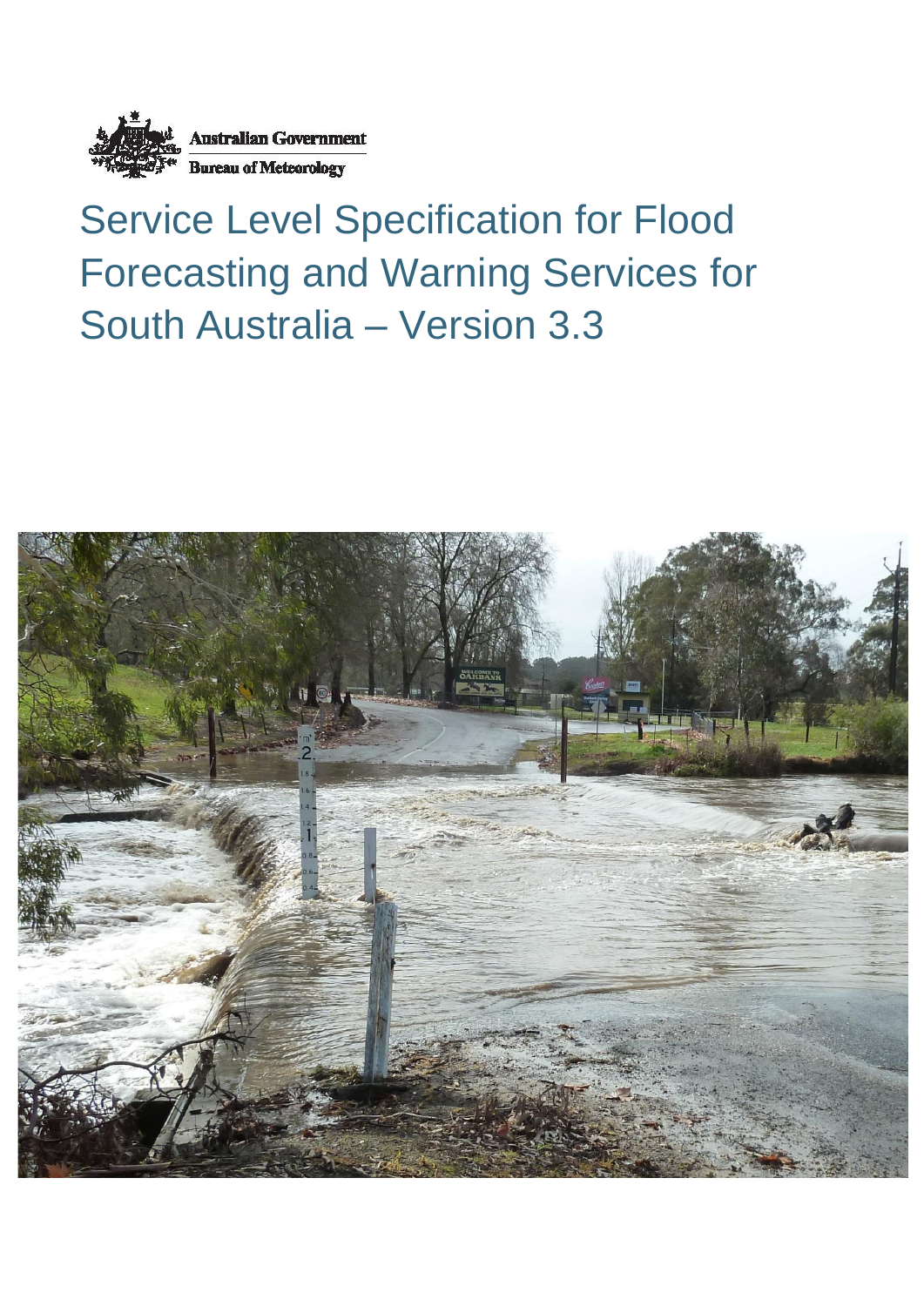Australian Government

Bureau of Meteorology

# Service Level Specification for Flood Forecasting and Warning Services for South Australia – Version 3.3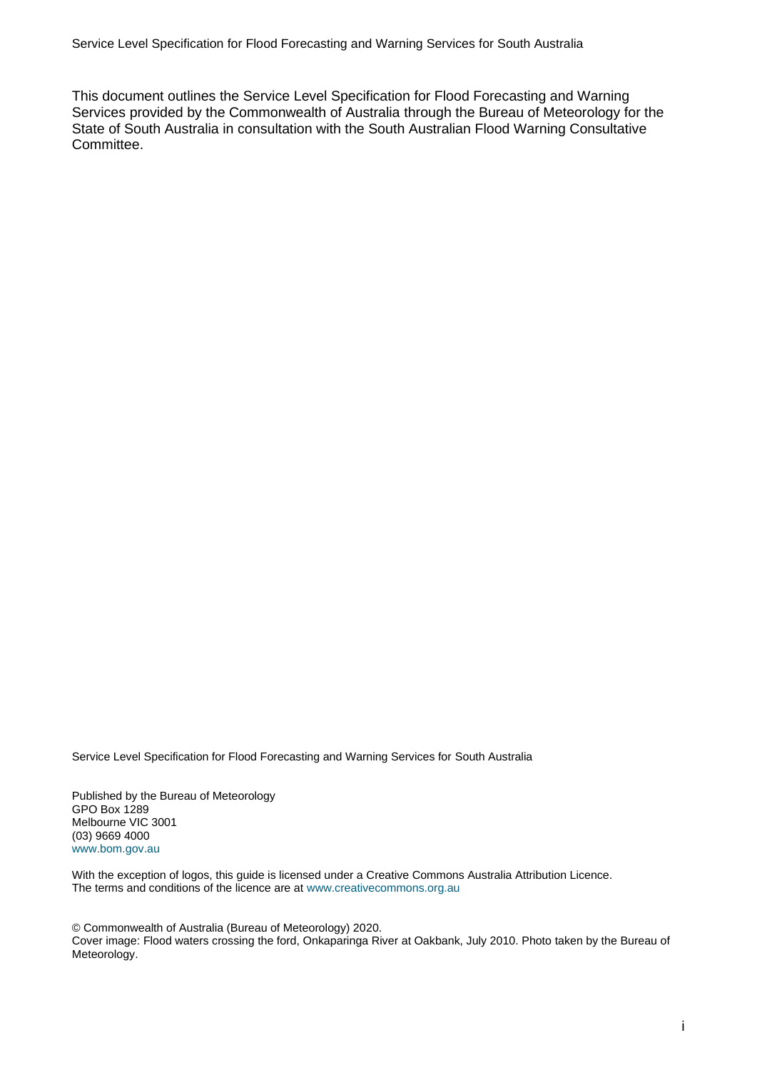This document outlines the Service Level Specification for Flood Forecasting and Warning Services provided by the Commonwealth of Australia through the Bureau of Meteorology for the State of South Australia in consultation with the South Australian Flood Warning Consultative Committee.

Service Level Specification for Flood Forecasting and Warning Services for South Australia

Published by the Bureau of Meteorology  
GPO Box 1289  
Melbourne VIC 3001  
(03) 9669 4000  
www.bom.gov.au

With the exception of logos, this guide is licensed under a Creative Commons Australia Attribution Licence.  
The terms and conditions of the licence are at www.creativecommons.org.au

© Commonwealth of Australia (Bureau of Meteorology) 2020.  
Cover image: Flood waters crossing the ford, Onkaparinga River at Oakbank, July 2010. Photo taken by the Bureau of Meteorology.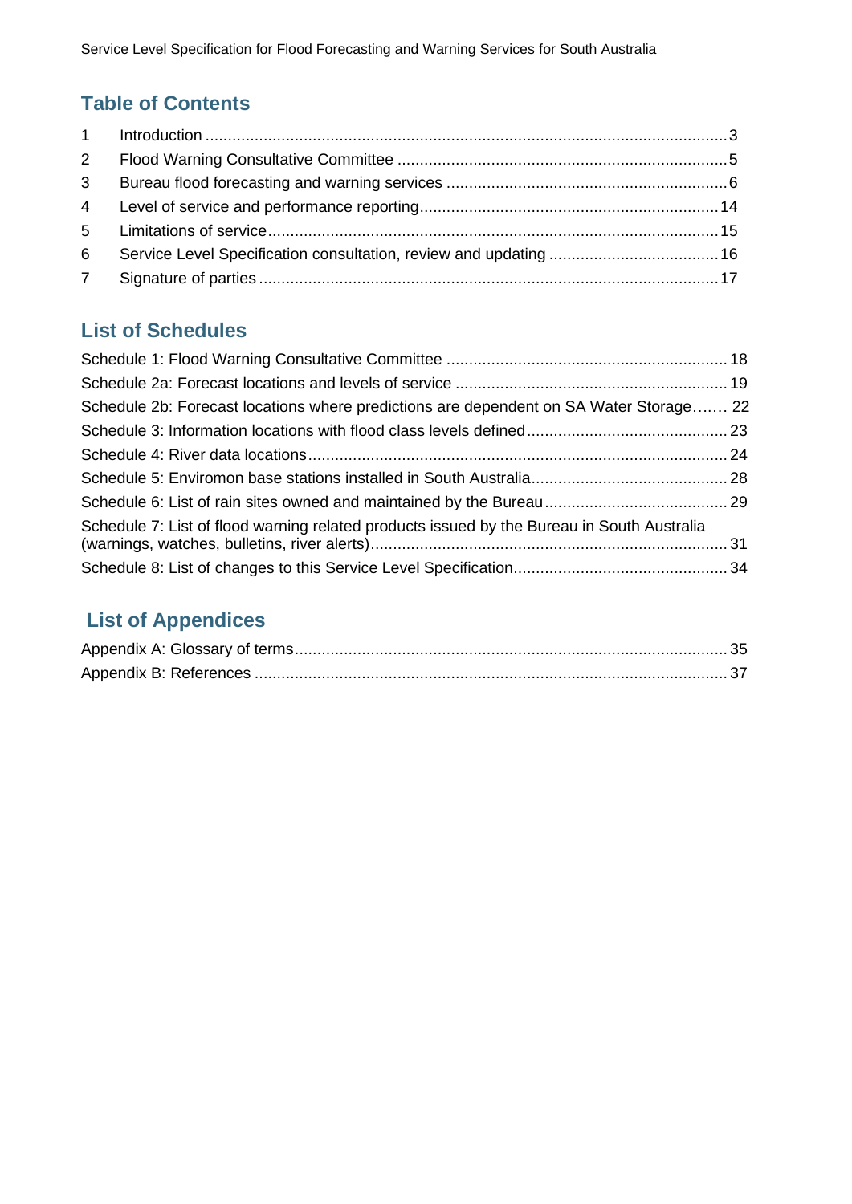## Table of Contents

1 Introduction ....................................................................................................................3
2 Flood Warning Consultative Committee .........................................................................5
3 Bureau flood forecasting and warning services ...............................................................6
4 Level of service and performance reporting..................................................................14
5 Limitations of service....................................................................................................15
6 Service Level Specification consultation, review and updating ......................................16
7 Signature of parties ......................................................................................................17

## List of Schedules

Schedule 1: Flood Warning Consultative Committee .............................................................. 18
Schedule 2a: Forecast locations and levels of service ............................................................ 19
Schedule 2b: Forecast locations where predictions are dependent on SA Water Storage....... 22
Schedule 3: Information locations with flood class levels defined............................................ 23
Schedule 4: River data locations............................................................................................ 24
Schedule 5: Enviromon base stations installed in South Australia........................................... 28
Schedule 6: List of rain sites owned and maintained by the Bureau........................................ 29
Schedule 7: List of flood warning related products issued by the Bureau in South Australia (warnings, watches, bulletins, river alerts)............................................................................... 31
Schedule 8: List of changes to this Service Level Specification............................................... 34

## List of Appendices

Appendix A: Glossary of terms............................................................................................... 35
Appendix B: References ........................................................................................................ 37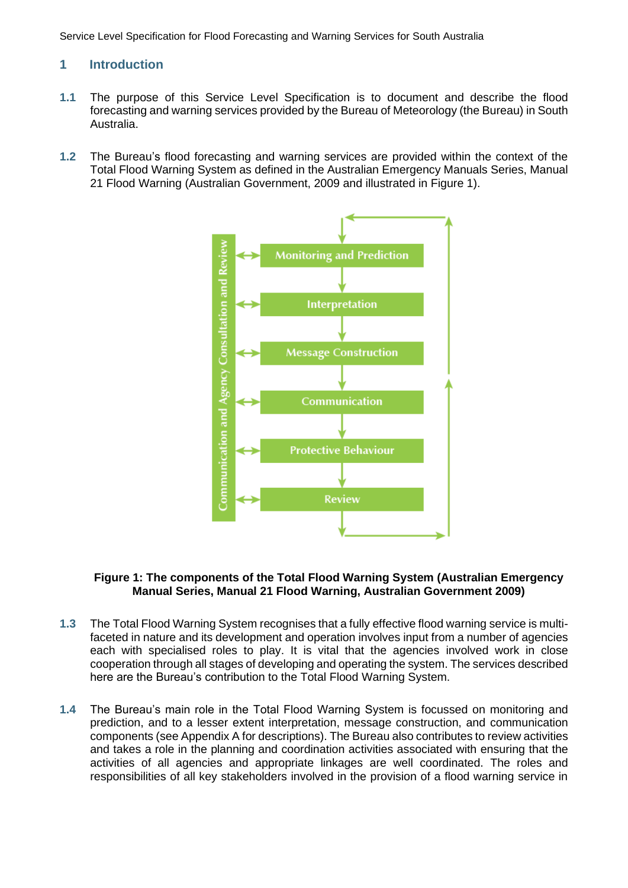## 1 Introduction

**1.1** The purpose of this Service Level Specification is to document and describe the flood forecasting and warning services provided by the Bureau of Meteorology (the Bureau) in South Australia.

**1.2** The Bureau's flood forecasting and warning services are provided within the context of the Total Flood Warning System as defined in the Australian Emergency Manuals Series, Manual 21 Flood Warning (Australian Government, 2009 and illustrated in Figure 1).

**Figure 1: The components of the Total Flood Warning System (Australian Emergency Manual Series, Manual 21 Flood Warning, Australian Government 2009)**

**1.3** The Total Flood Warning System recognises that a fully effective flood warning service is multi-faceted in nature and its development and operation involves input from a number of agencies each with specialised roles to play. It is vital that the agencies involved work in close cooperation through all stages of developing and operating the system. The services described here are the Bureau's contribution to the Total Flood Warning System.

**1.4** The Bureau's main role in the Total Flood Warning System is focussed on monitoring and prediction, and to a lesser extent interpretation, message construction, and communication components (see Appendix A for descriptions). The Bureau also contributes to review activities and takes a role in the planning and coordination activities associated with ensuring that the activities of all agencies and appropriate linkages are well coordinated. The roles and responsibilities of all key stakeholders involved in the provision of a flood warning service in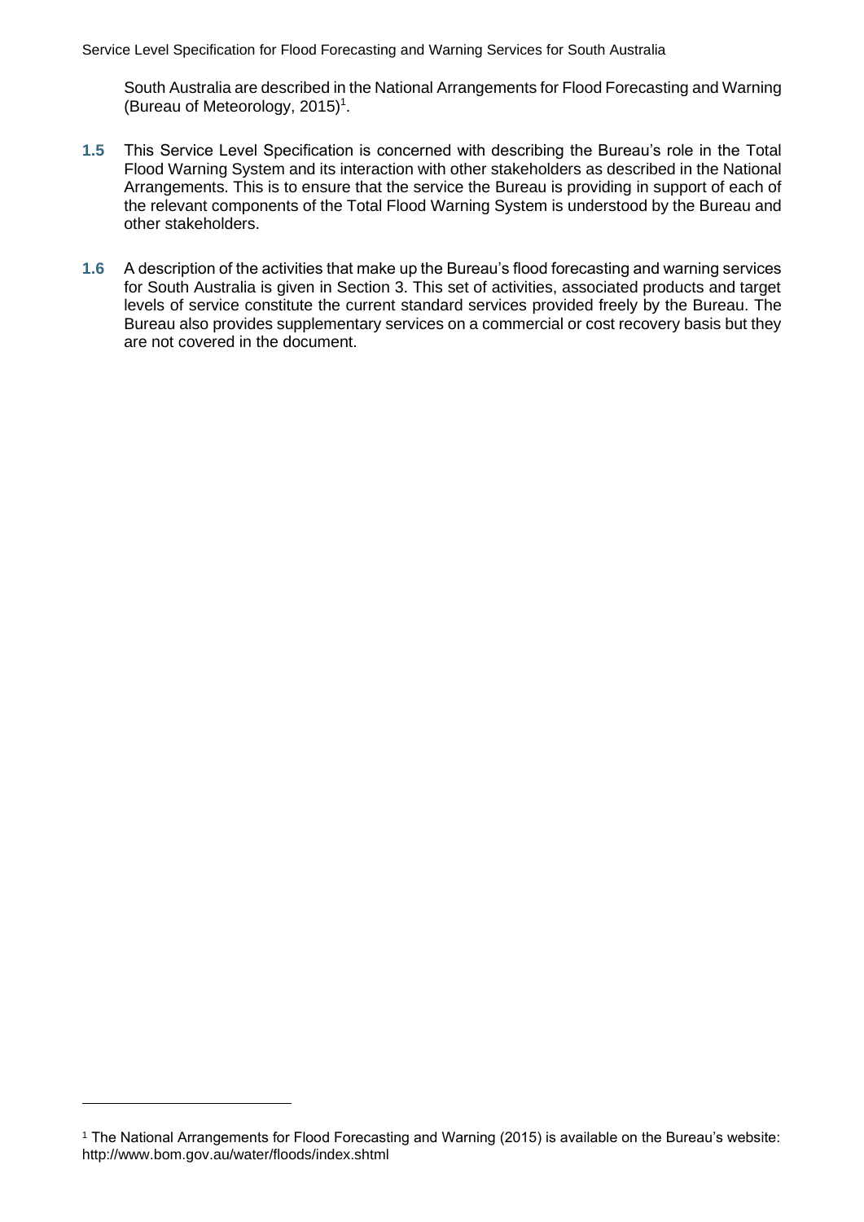South Australia are described in the National Arrangements for Flood Forecasting and Warning (Bureau of Meteorology, 2015)[1].

**1.5** This Service Level Specification is concerned with describing the Bureau's role in the Total Flood Warning System and its interaction with other stakeholders as described in the National Arrangements. This is to ensure that the service the Bureau is providing in support of each of the relevant components of the Total Flood Warning System is understood by the Bureau and other stakeholders.

**1.6** A description of the activities that make up the Bureau's flood forecasting and warning services for South Australia is given in Section 3. This set of activities, associated products and target levels of service constitute the current standard services provided freely by the Bureau. The Bureau also provides supplementary services on a commercial or cost recovery basis but they are not covered in the document.

---

[1] The National Arrangements for Flood Forecasting and Warning (2015) is available on the Bureau's website: http://www.bom.gov.au/water/floods/index.shtml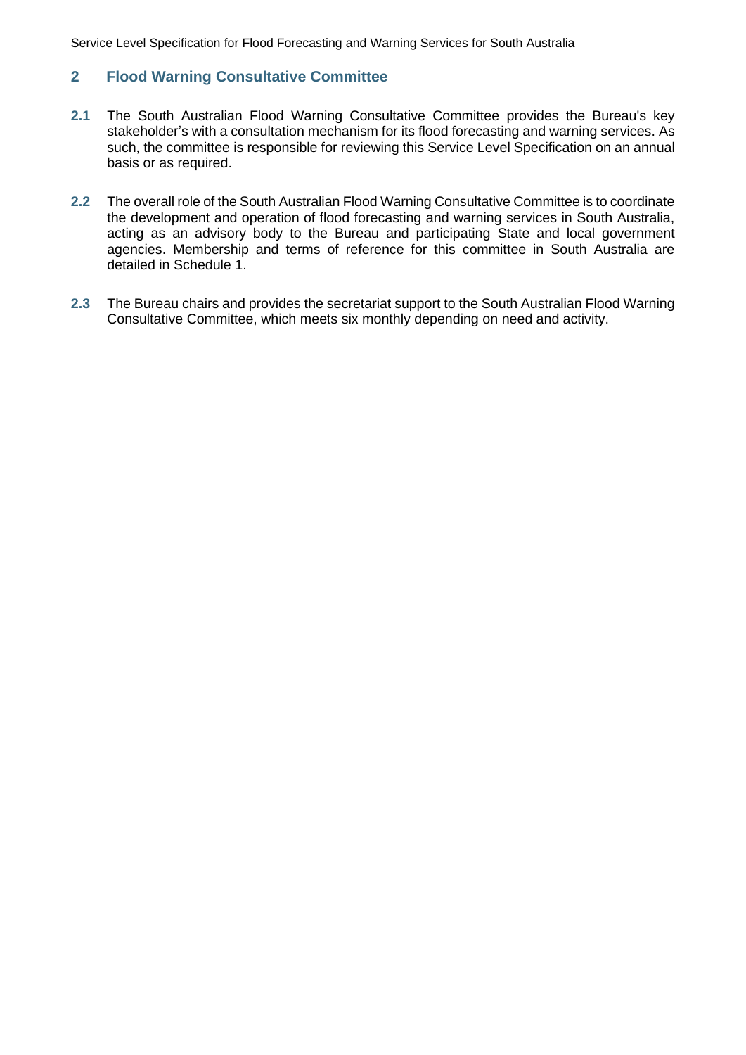## 2 Flood Warning Consultative Committee

**2.1** The South Australian Flood Warning Consultative Committee provides the Bureau's key stakeholder's with a consultation mechanism for its flood forecasting and warning services. As such, the committee is responsible for reviewing this Service Level Specification on an annual basis or as required.

**2.2** The overall role of the South Australian Flood Warning Consultative Committee is to coordinate the development and operation of flood forecasting and warning services in South Australia, acting as an advisory body to the Bureau and participating State and local government agencies. Membership and terms of reference for this committee in South Australia are detailed in Schedule 1.

**2.3** The Bureau chairs and provides the secretariat support to the South Australian Flood Warning Consultative Committee, which meets six monthly depending on need and activity.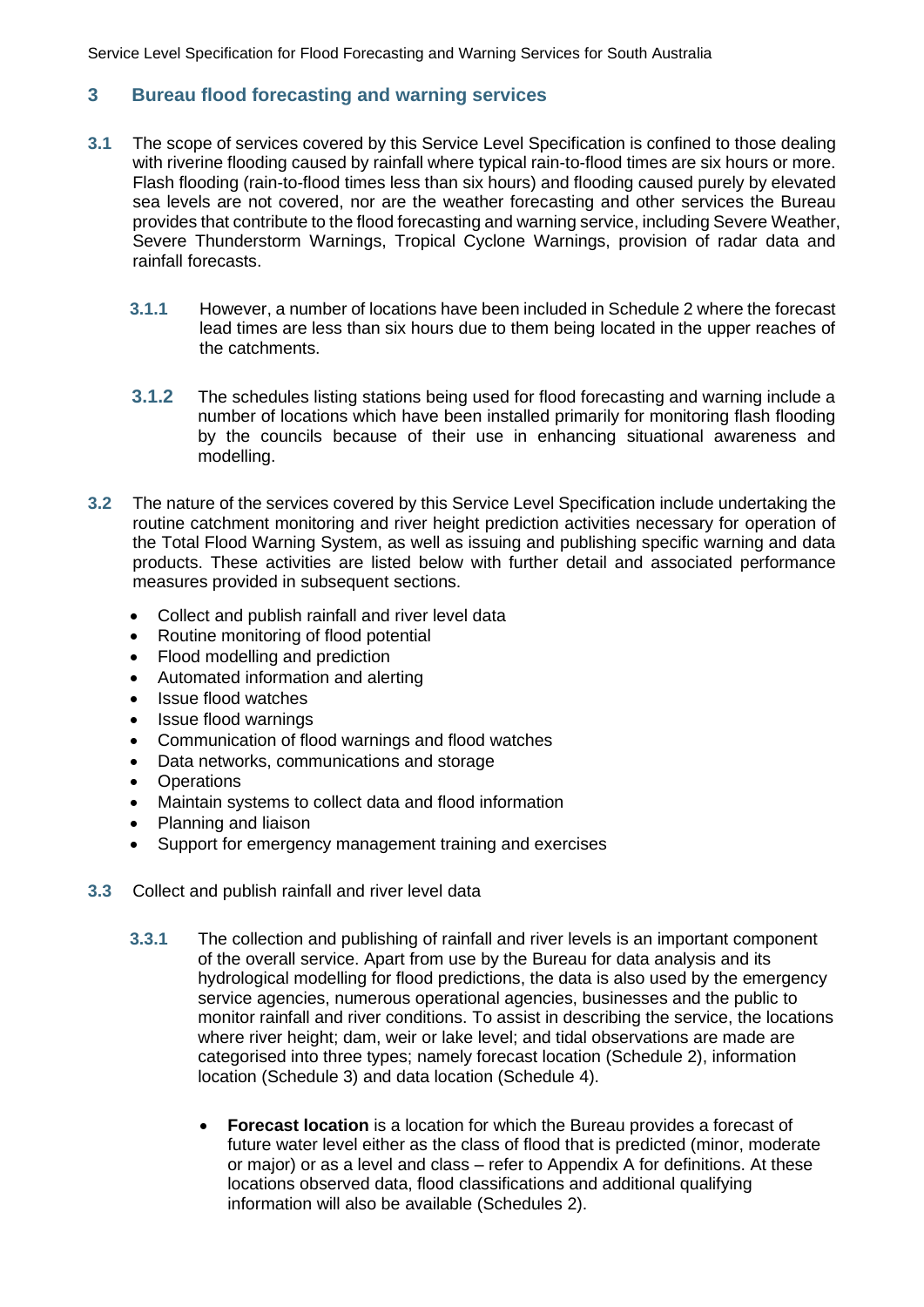## 3 Bureau flood forecasting and warning services

**3.1** The scope of services covered by this Service Level Specification is confined to those dealing with riverine flooding caused by rainfall where typical rain-to-flood times are six hours or more. Flash flooding (rain-to-flood times less than six hours) and flooding caused purely by elevated sea levels are not covered, nor are the weather forecasting and other services the Bureau provides that contribute to the flood forecasting and warning service, including Severe Weather, Severe Thunderstorm Warnings, Tropical Cyclone Warnings, provision of radar data and rainfall forecasts.

**3.1.1** However, a number of locations have been included in Schedule 2 where the forecast lead times are less than six hours due to them being located in the upper reaches of the catchments.

**3.1.2** The schedules listing stations being used for flood forecasting and warning include a number of locations which have been installed primarily for monitoring flash flooding by the councils because of their use in enhancing situational awareness and modelling.

**3.2** The nature of the services covered by this Service Level Specification include undertaking the routine catchment monitoring and river height prediction activities necessary for operation of the Total Flood Warning System, as well as issuing and publishing specific warning and data products. These activities are listed below with further detail and associated performance measures provided in subsequent sections.

- Collect and publish rainfall and river level data
- Routine monitoring of flood potential
- Flood modelling and prediction
- Automated information and alerting
- Issue flood watches
- Issue flood warnings
- Communication of flood warnings and flood watches
- Data networks, communications and storage
- Operations
- Maintain systems to collect data and flood information
- Planning and liaison
- Support for emergency management training and exercises

**3.3** Collect and publish rainfall and river level data

**3.3.1** The collection and publishing of rainfall and river levels is an important component of the overall service. Apart from use by the Bureau for data analysis and its hydrological modelling for flood predictions, the data is also used by the emergency service agencies, numerous operational agencies, businesses and the public to monitor rainfall and river conditions. To assist in describing the service, the locations where river height; dam, weir or lake level; and tidal observations are made are categorised into three types; namely forecast location (Schedule 2), information location (Schedule 3) and data location (Schedule 4).

- **Forecast location** is a location for which the Bureau provides a forecast of future water level either as the class of flood that is predicted (minor, moderate or major) or as a level and class – refer to Appendix A for definitions. At these locations observed data, flood classifications and additional qualifying information will also be available (Schedules 2).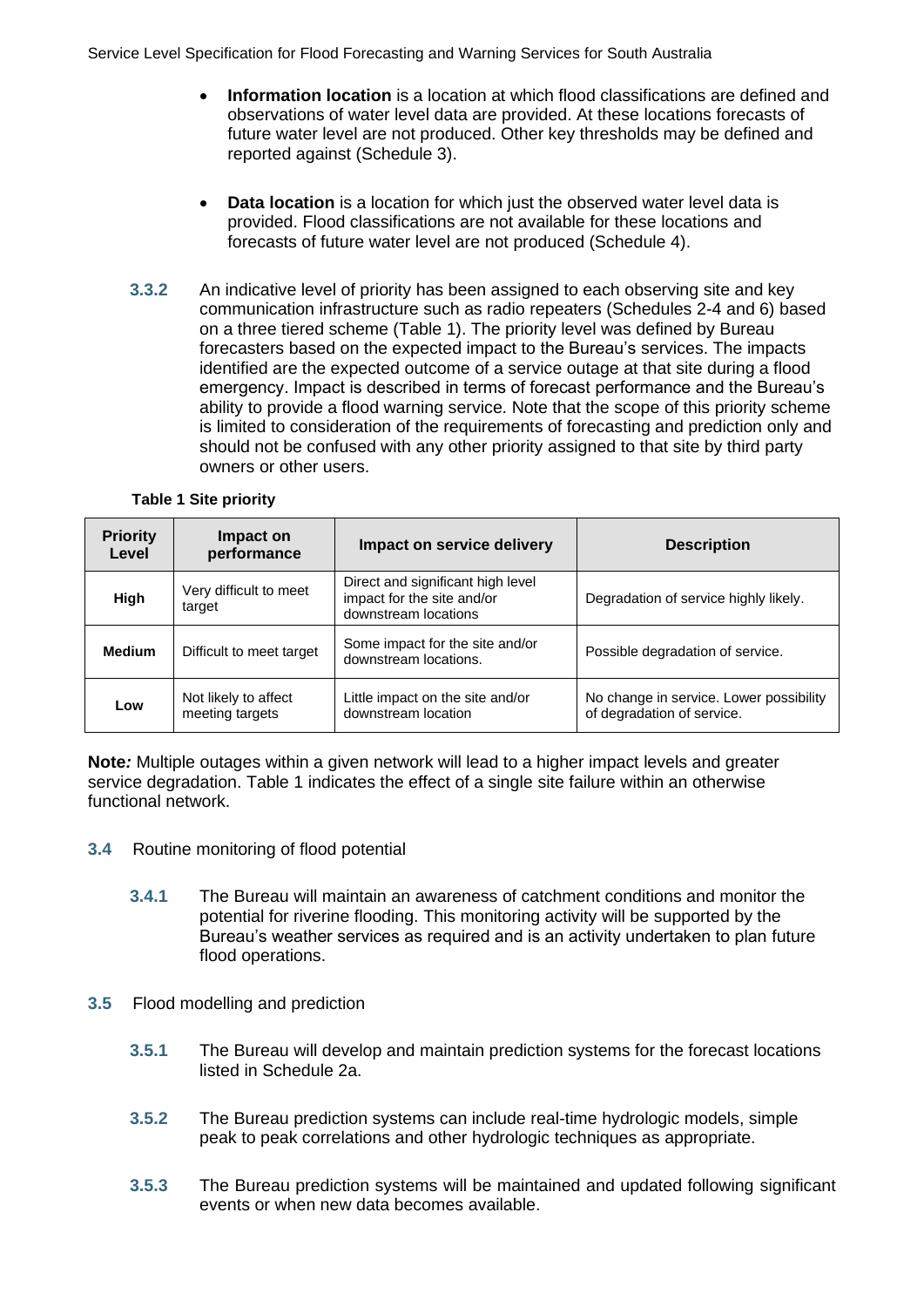- **Information location** is a location at which flood classifications are defined and observations of water level data are provided. At these locations forecasts of future water level are not produced. Other key thresholds may be defined and reported against (Schedule 3).

- **Data location** is a location for which just the observed water level data is provided. Flood classifications are not available for these locations and forecasts of future water level are not produced (Schedule 4).

**3.3.2** An indicative level of priority has been assigned to each observing site and key communication infrastructure such as radio repeaters (Schedules 2-4 and 6) based on a three tiered scheme (Table 1). The priority level was defined by Bureau forecasters based on the expected impact to the Bureau's services. The impacts identified are the expected outcome of a service outage at that site during a flood emergency. Impact is described in terms of forecast performance and the Bureau's ability to provide a flood warning service. Note that the scope of this priority scheme is limited to consideration of the requirements of forecasting and prediction only and should not be confused with any other priority assigned to that site by third party owners or other users.

**Table 1 Site priority**

| Priority Level | Impact on performance | Impact on service delivery | Description |
|---|---|---|---|
| **High** | Very difficult to meet target | Direct and significant high level impact for the site and/or downstream locations | Degradation of service highly likely. |
| **Medium** | Difficult to meet target | Some impact for the site and/or downstream locations. | Possible degradation of service. |
| **Low** | Not likely to affect meeting targets | Little impact on the site and/or downstream location | No change in service. Lower possibility of degradation of service. |

**Note***:* Multiple outages within a given network will lead to a higher impact levels and greater service degradation. Table 1 indicates the effect of a single site failure within an otherwise functional network.

## 3.4 Routine monitoring of flood potential

**3.4.1** The Bureau will maintain an awareness of catchment conditions and monitor the potential for riverine flooding. This monitoring activity will be supported by the Bureau's weather services as required and is an activity undertaken to plan future flood operations.

## 3.5 Flood modelling and prediction

**3.5.1** The Bureau will develop and maintain prediction systems for the forecast locations listed in Schedule 2a.

**3.5.2** The Bureau prediction systems can include real-time hydrologic models, simple peak to peak correlations and other hydrologic techniques as appropriate.

**3.5.3** The Bureau prediction systems will be maintained and updated following significant events or when new data becomes available.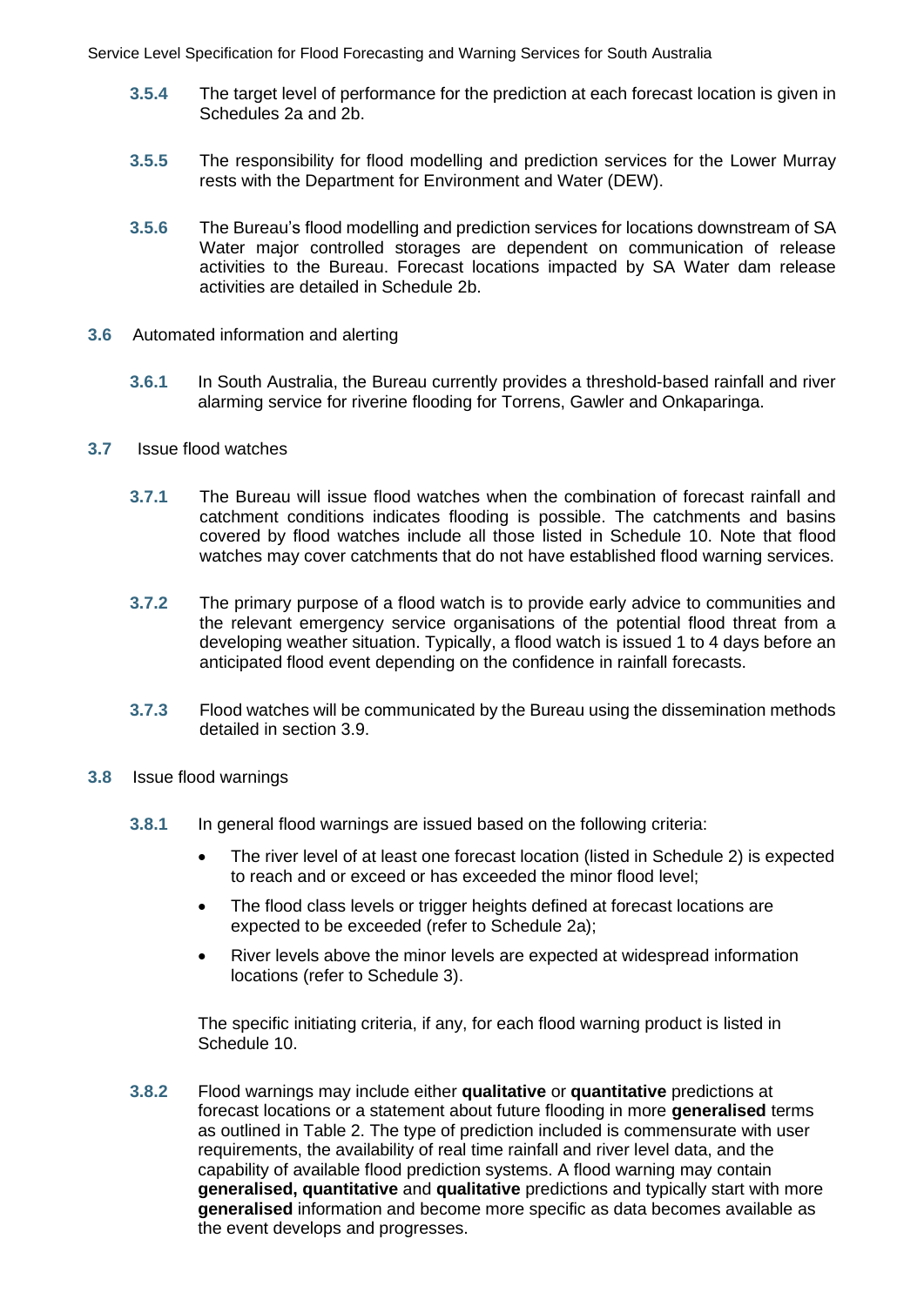**3.5.4** The target level of performance for the prediction at each forecast location is given in Schedules 2a and 2b.

**3.5.5** The responsibility for flood modelling and prediction services for the Lower Murray rests with the Department for Environment and Water (DEW).

**3.5.6** The Bureau's flood modelling and prediction services for locations downstream of SA Water major controlled storages are dependent on communication of release activities to the Bureau. Forecast locations impacted by SA Water dam release activities are detailed in Schedule 2b.

### 3.6 Automated information and alerting

**3.6.1** In South Australia, the Bureau currently provides a threshold-based rainfall and river alarming service for riverine flooding for Torrens, Gawler and Onkaparinga.

### 3.7 Issue flood watches

**3.7.1** The Bureau will issue flood watches when the combination of forecast rainfall and catchment conditions indicates flooding is possible. The catchments and basins covered by flood watches include all those listed in Schedule 10. Note that flood watches may cover catchments that do not have established flood warning services.

**3.7.2** The primary purpose of a flood watch is to provide early advice to communities and the relevant emergency service organisations of the potential flood threat from a developing weather situation. Typically, a flood watch is issued 1 to 4 days before an anticipated flood event depending on the confidence in rainfall forecasts.

**3.7.3** Flood watches will be communicated by the Bureau using the dissemination methods detailed in section 3.9.

### 3.8 Issue flood warnings

**3.8.1** In general flood warnings are issued based on the following criteria:

- The river level of at least one forecast location (listed in Schedule 2) is expected to reach and or exceed or has exceeded the minor flood level;
- The flood class levels or trigger heights defined at forecast locations are expected to be exceeded (refer to Schedule 2a);
- River levels above the minor levels are expected at widespread information locations (refer to Schedule 3).

The specific initiating criteria, if any, for each flood warning product is listed in Schedule 10.

**3.8.2** Flood warnings may include either **qualitative** or **quantitative** predictions at forecast locations or a statement about future flooding in more **generalised** terms as outlined in Table 2. The type of prediction included is commensurate with user requirements, the availability of real time rainfall and river level data, and the capability of available flood prediction systems. A flood warning may contain **generalised, quantitative** and **qualitative** predictions and typically start with more **generalised** information and become more specific as data becomes available as the event develops and progresses.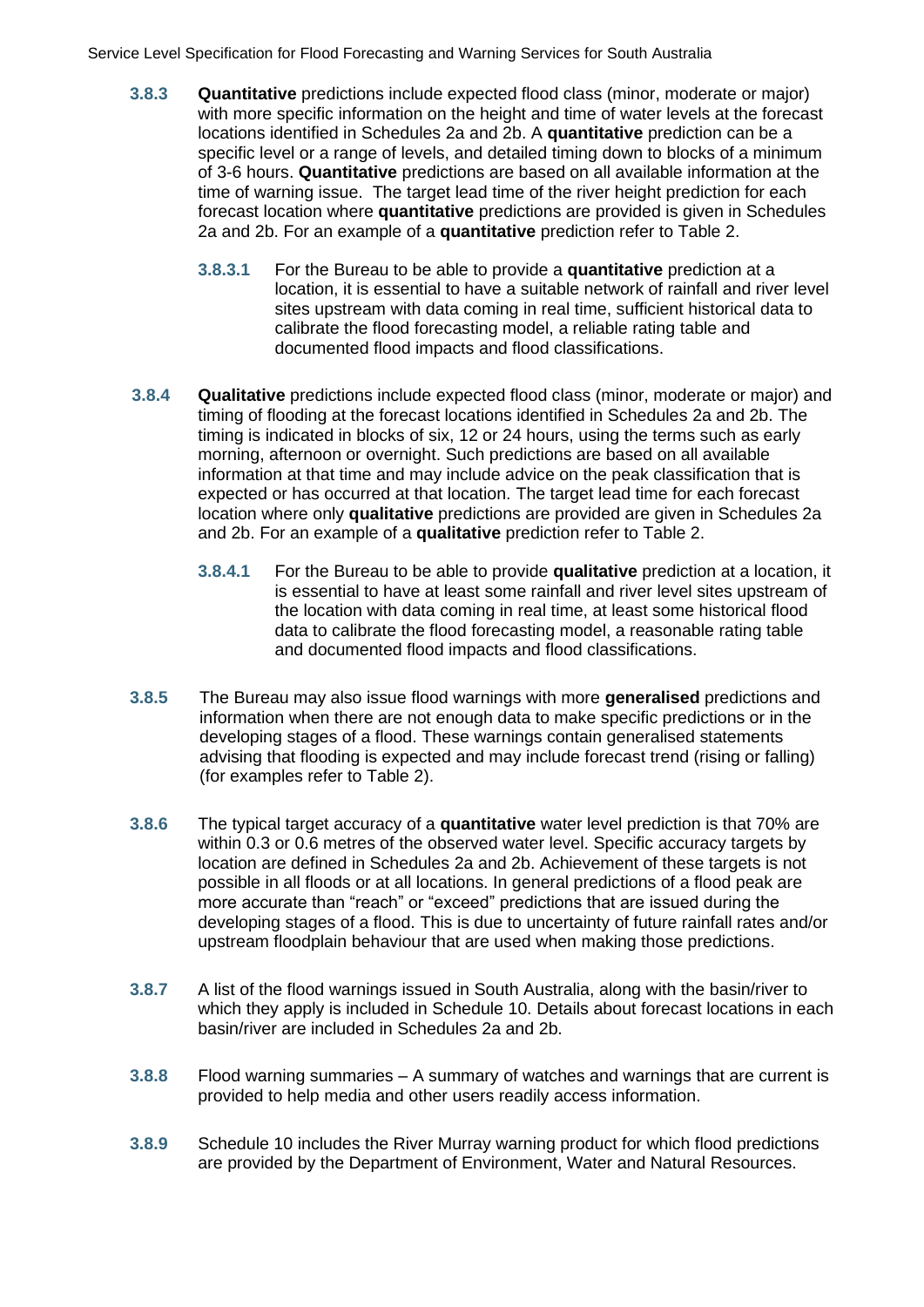**3.8.3** **Quantitative** predictions include expected flood class (minor, moderate or major) with more specific information on the height and time of water levels at the forecast locations identified in Schedules 2a and 2b. A **quantitative** prediction can be a specific level or a range of levels, and detailed timing down to blocks of a minimum of 3-6 hours. **Quantitative** predictions are based on all available information at the time of warning issue. The target lead time of the river height prediction for each forecast location where **quantitative** predictions are provided is given in Schedules 2a and 2b. For an example of a **quantitative** prediction refer to Table 2.

**3.8.3.1** For the Bureau to be able to provide a **quantitative** prediction at a location, it is essential to have a suitable network of rainfall and river level sites upstream with data coming in real time, sufficient historical data to calibrate the flood forecasting model, a reliable rating table and documented flood impacts and flood classifications.

**3.8.4** **Qualitative** predictions include expected flood class (minor, moderate or major) and timing of flooding at the forecast locations identified in Schedules 2a and 2b. The timing is indicated in blocks of six, 12 or 24 hours, using the terms such as early morning, afternoon or overnight. Such predictions are based on all available information at that time and may include advice on the peak classification that is expected or has occurred at that location. The target lead time for each forecast location where only **qualitative** predictions are provided are given in Schedules 2a and 2b. For an example of a **qualitative** prediction refer to Table 2.

**3.8.4.1** For the Bureau to be able to provide **qualitative** prediction at a location, it is essential to have at least some rainfall and river level sites upstream of the location with data coming in real time, at least some historical flood data to calibrate the flood forecasting model, a reasonable rating table and documented flood impacts and flood classifications.

**3.8.5** The Bureau may also issue flood warnings with more **generalised** predictions and information when there are not enough data to make specific predictions or in the developing stages of a flood. These warnings contain generalised statements advising that flooding is expected and may include forecast trend (rising or falling) (for examples refer to Table 2).

**3.8.6** The typical target accuracy of a **quantitative** water level prediction is that 70% are within 0.3 or 0.6 metres of the observed water level. Specific accuracy targets by location are defined in Schedules 2a and 2b. Achievement of these targets is not possible in all floods or at all locations. In general predictions of a flood peak are more accurate than "reach" or "exceed" predictions that are issued during the developing stages of a flood. This is due to uncertainty of future rainfall rates and/or upstream floodplain behaviour that are used when making those predictions.

**3.8.7** A list of the flood warnings issued in South Australia, along with the basin/river to which they apply is included in Schedule 10. Details about forecast locations in each basin/river are included in Schedules 2a and 2b.

**3.8.8** Flood warning summaries – A summary of watches and warnings that are current is provided to help media and other users readily access information.

**3.8.9** Schedule 10 includes the River Murray warning product for which flood predictions are provided by the Department of Environment, Water and Natural Resources.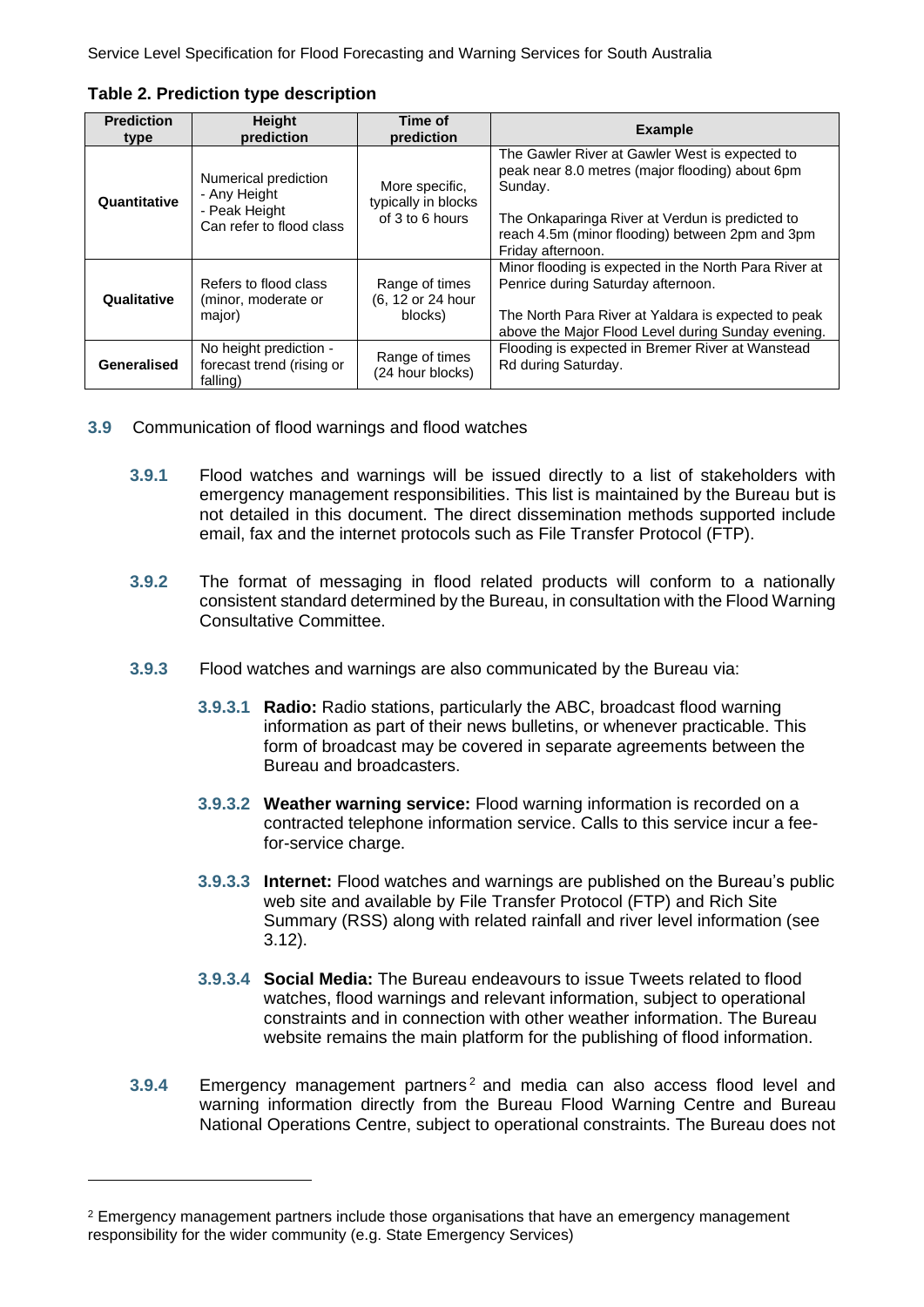**Table 2. Prediction type description**

| Prediction type | Height prediction | Time of prediction | Example |
|---|---|---|---|
| **Quantitative** | Numerical prediction<br>- Any Height<br>- Peak Height<br>Can refer to flood class | More specific, typically in blocks of 3 to 6 hours | The Gawler River at Gawler West is expected to peak near 8.0 metres (major flooding) about 6pm Sunday.<br><br>The Onkaparinga River at Verdun is predicted to reach 4.5m (minor flooding) between 2pm and 3pm Friday afternoon. |
| **Qualitative** | Refers to flood class (minor, moderate or major) | Range of times (6, 12 or 24 hour blocks) | Minor flooding is expected in the North Para River at Penrice during Saturday afternoon.<br><br>The North Para River at Yaldara is expected to peak above the Major Flood Level during Sunday evening. |
| **Generalised** | No height prediction - forecast trend (rising or falling) | Range of times (24 hour blocks) | Flooding is expected in Bremer River at Wanstead Rd during Saturday. |

**3.9** Communication of flood warnings and flood watches

**3.9.1** Flood watches and warnings will be issued directly to a list of stakeholders with emergency management responsibilities. This list is maintained by the Bureau but is not detailed in this document. The direct dissemination methods supported include email, fax and the internet protocols such as File Transfer Protocol (FTP).

**3.9.2** The format of messaging in flood related products will conform to a nationally consistent standard determined by the Bureau, in consultation with the Flood Warning Consultative Committee.

**3.9.3** Flood watches and warnings are also communicated by the Bureau via:

**3.9.3.1** **Radio:** Radio stations, particularly the ABC, broadcast flood warning information as part of their news bulletins, or whenever practicable. This form of broadcast may be covered in separate agreements between the Bureau and broadcasters.

**3.9.3.2** **Weather warning service:** Flood warning information is recorded on a contracted telephone information service. Calls to this service incur a fee-for-service charge.

**3.9.3.3** **Internet:** Flood watches and warnings are published on the Bureau's public web site and available by File Transfer Protocol (FTP) and Rich Site Summary (RSS) along with related rainfall and river level information (see 3.12).

**3.9.3.4** **Social Media:** The Bureau endeavours to issue Tweets related to flood watches, flood warnings and relevant information, subject to operational constraints and in connection with other weather information. The Bureau website remains the main platform for the publishing of flood information.

**3.9.4** Emergency management partners[2] and media can also access flood level and warning information directly from the Bureau Flood Warning Centre and Bureau National Operations Centre, subject to operational constraints. The Bureau does not

---

[2] Emergency management partners include those organisations that have an emergency management responsibility for the wider community (e.g. State Emergency Services)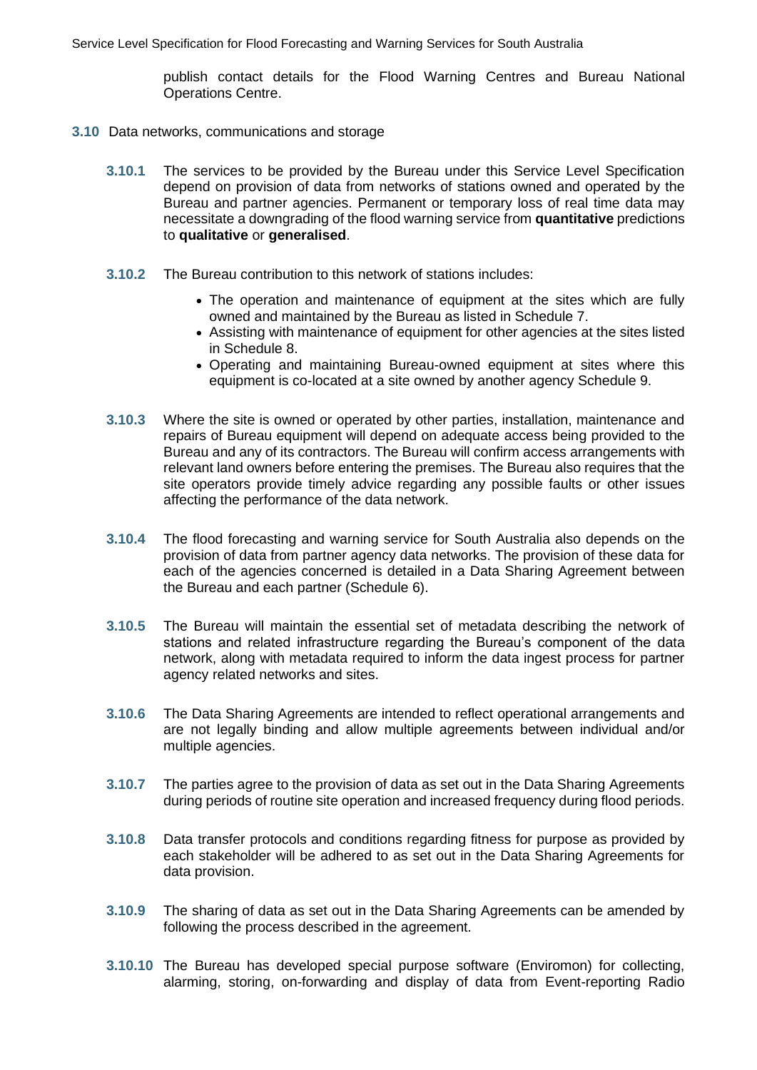publish contact details for the Flood Warning Centres and Bureau National Operations Centre.

## 3.10 Data networks, communications and storage

**3.10.1** The services to be provided by the Bureau under this Service Level Specification depend on provision of data from networks of stations owned and operated by the Bureau and partner agencies. Permanent or temporary loss of real time data may necessitate a downgrading of the flood warning service from **quantitative** predictions to **qualitative** or **generalised**.

**3.10.2** The Bureau contribution to this network of stations includes:

- The operation and maintenance of equipment at the sites which are fully owned and maintained by the Bureau as listed in Schedule 7.
- Assisting with maintenance of equipment for other agencies at the sites listed in Schedule 8.
- Operating and maintaining Bureau-owned equipment at sites where this equipment is co-located at a site owned by another agency Schedule 9.

**3.10.3** Where the site is owned or operated by other parties, installation, maintenance and repairs of Bureau equipment will depend on adequate access being provided to the Bureau and any of its contractors. The Bureau will confirm access arrangements with relevant land owners before entering the premises. The Bureau also requires that the site operators provide timely advice regarding any possible faults or other issues affecting the performance of the data network.

**3.10.4** The flood forecasting and warning service for South Australia also depends on the provision of data from partner agency data networks. The provision of these data for each of the agencies concerned is detailed in a Data Sharing Agreement between the Bureau and each partner (Schedule 6).

**3.10.5** The Bureau will maintain the essential set of metadata describing the network of stations and related infrastructure regarding the Bureau's component of the data network, along with metadata required to inform the data ingest process for partner agency related networks and sites.

**3.10.6** The Data Sharing Agreements are intended to reflect operational arrangements and are not legally binding and allow multiple agreements between individual and/or multiple agencies.

**3.10.7** The parties agree to the provision of data as set out in the Data Sharing Agreements during periods of routine site operation and increased frequency during flood periods.

**3.10.8** Data transfer protocols and conditions regarding fitness for purpose as provided by each stakeholder will be adhered to as set out in the Data Sharing Agreements for data provision.

**3.10.9** The sharing of data as set out in the Data Sharing Agreements can be amended by following the process described in the agreement.

**3.10.10** The Bureau has developed special purpose software (Enviromon) for collecting, alarming, storing, on-forwarding and display of data from Event-reporting Radio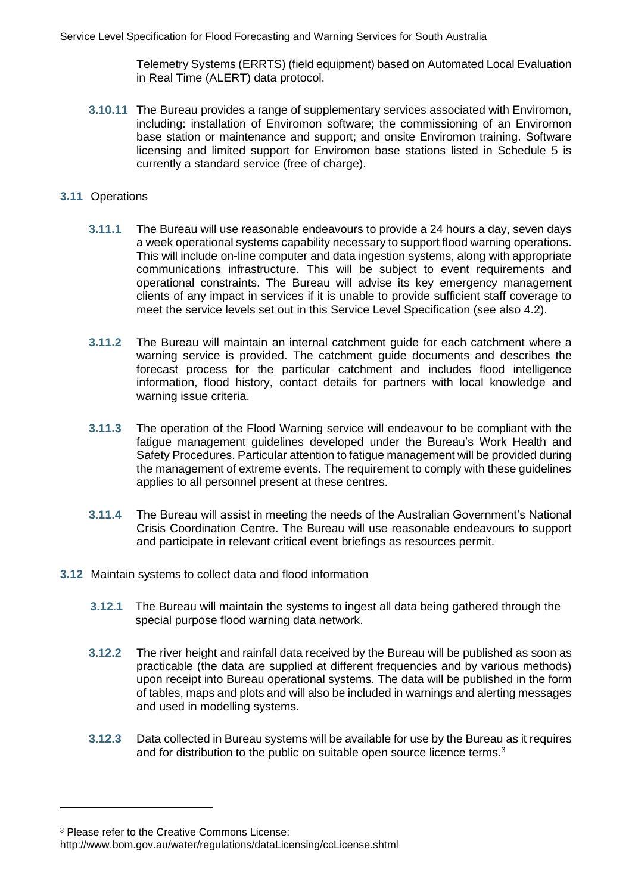Telemetry Systems (ERRTS) (field equipment) based on Automated Local Evaluation in Real Time (ALERT) data protocol.

**3.10.11** The Bureau provides a range of supplementary services associated with Enviromon, including: installation of Enviromon software; the commissioning of an Enviromon base station or maintenance and support; and onsite Enviromon training. Software licensing and limited support for Enviromon base stations listed in Schedule 5 is currently a standard service (free of charge).

## 3.11 Operations

**3.11.1** The Bureau will use reasonable endeavours to provide a 24 hours a day, seven days a week operational systems capability necessary to support flood warning operations. This will include on-line computer and data ingestion systems, along with appropriate communications infrastructure. This will be subject to event requirements and operational constraints. The Bureau will advise its key emergency management clients of any impact in services if it is unable to provide sufficient staff coverage to meet the service levels set out in this Service Level Specification (see also 4.2).

**3.11.2** The Bureau will maintain an internal catchment guide for each catchment where a warning service is provided. The catchment guide documents and describes the forecast process for the particular catchment and includes flood intelligence information, flood history, contact details for partners with local knowledge and warning issue criteria.

**3.11.3** The operation of the Flood Warning service will endeavour to be compliant with the fatigue management guidelines developed under the Bureau's Work Health and Safety Procedures. Particular attention to fatigue management will be provided during the management of extreme events. The requirement to comply with these guidelines applies to all personnel present at these centres.

**3.11.4** The Bureau will assist in meeting the needs of the Australian Government's National Crisis Coordination Centre. The Bureau will use reasonable endeavours to support and participate in relevant critical event briefings as resources permit.

## 3.12 Maintain systems to collect data and flood information

**3.12.1** The Bureau will maintain the systems to ingest all data being gathered through the special purpose flood warning data network.

**3.12.2** The river height and rainfall data received by the Bureau will be published as soon as practicable (the data are supplied at different frequencies and by various methods) upon receipt into Bureau operational systems. The data will be published in the form of tables, maps and plots and will also be included in warnings and alerting messages and used in modelling systems.

**3.12.3** Data collected in Bureau systems will be available for use by the Bureau as it requires and for distribution to the public on suitable open source licence terms.[3]

---

[3] Please refer to the Creative Commons License: http://www.bom.gov.au/water/regulations/dataLicensing/ccLicense.shtml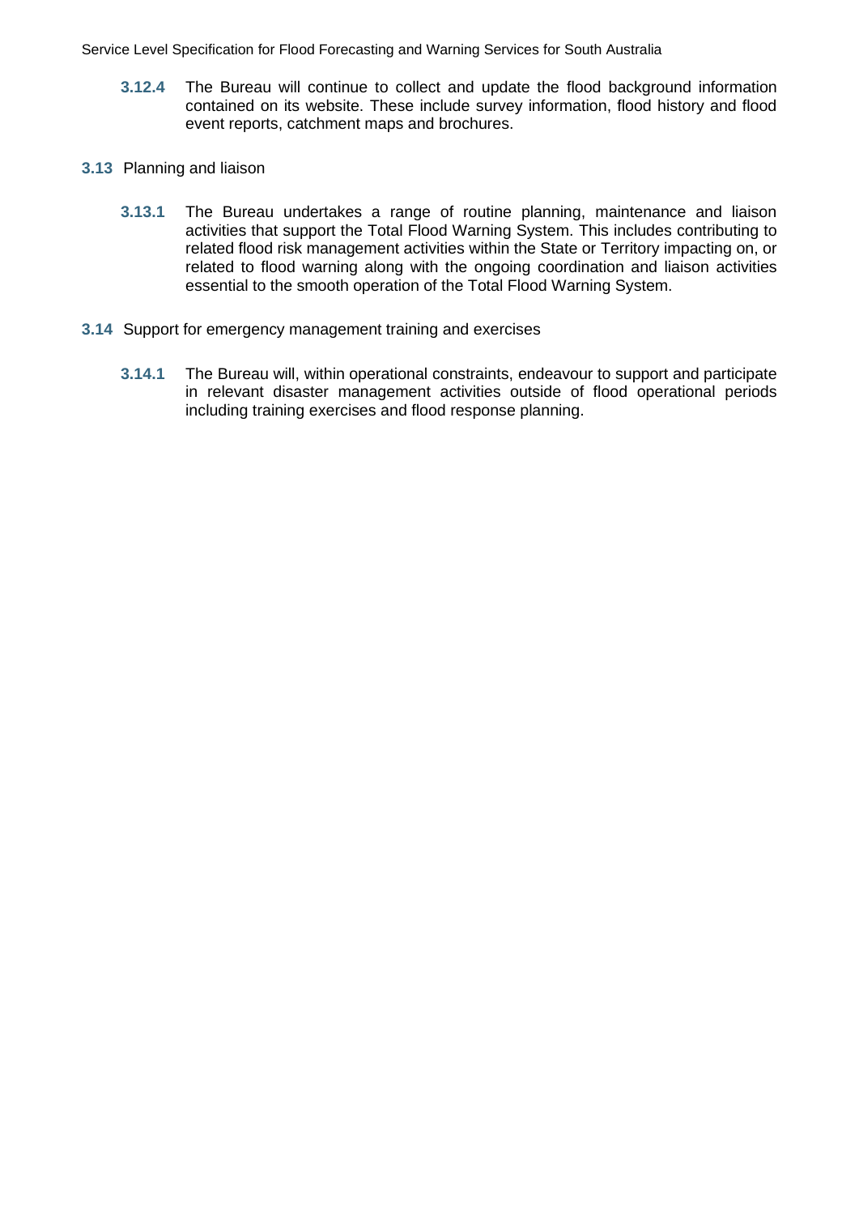**3.12.4** The Bureau will continue to collect and update the flood background information contained on its website. These include survey information, flood history and flood event reports, catchment maps and brochures.

## 3.13 Planning and liaison

**3.13.1** The Bureau undertakes a range of routine planning, maintenance and liaison activities that support the Total Flood Warning System. This includes contributing to related flood risk management activities within the State or Territory impacting on, or related to flood warning along with the ongoing coordination and liaison activities essential to the smooth operation of the Total Flood Warning System.

## 3.14 Support for emergency management training and exercises

**3.14.1** The Bureau will, within operational constraints, endeavour to support and participate in relevant disaster management activities outside of flood operational periods including training exercises and flood response planning.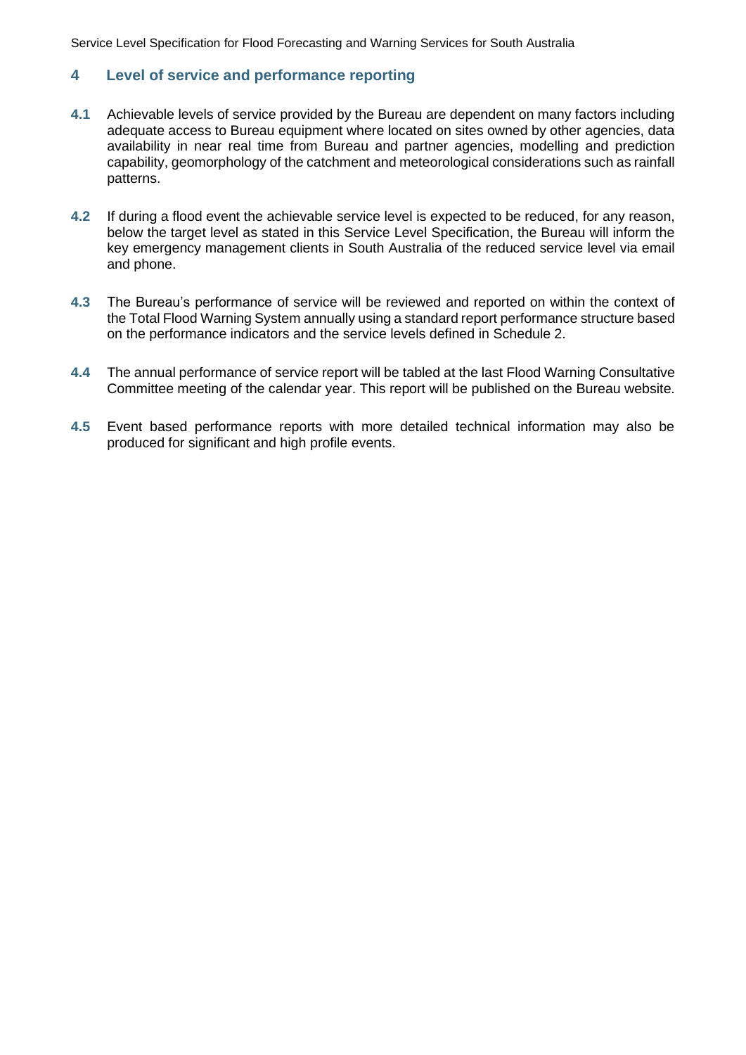## 4 Level of service and performance reporting

**4.1** Achievable levels of service provided by the Bureau are dependent on many factors including adequate access to Bureau equipment where located on sites owned by other agencies, data availability in near real time from Bureau and partner agencies, modelling and prediction capability, geomorphology of the catchment and meteorological considerations such as rainfall patterns.

**4.2** If during a flood event the achievable service level is expected to be reduced, for any reason, below the target level as stated in this Service Level Specification, the Bureau will inform the key emergency management clients in South Australia of the reduced service level via email and phone.

**4.3** The Bureau's performance of service will be reviewed and reported on within the context of the Total Flood Warning System annually using a standard report performance structure based on the performance indicators and the service levels defined in Schedule 2.

**4.4** The annual performance of service report will be tabled at the last Flood Warning Consultative Committee meeting of the calendar year. This report will be published on the Bureau website.

**4.5** Event based performance reports with more detailed technical information may also be produced for significant and high profile events.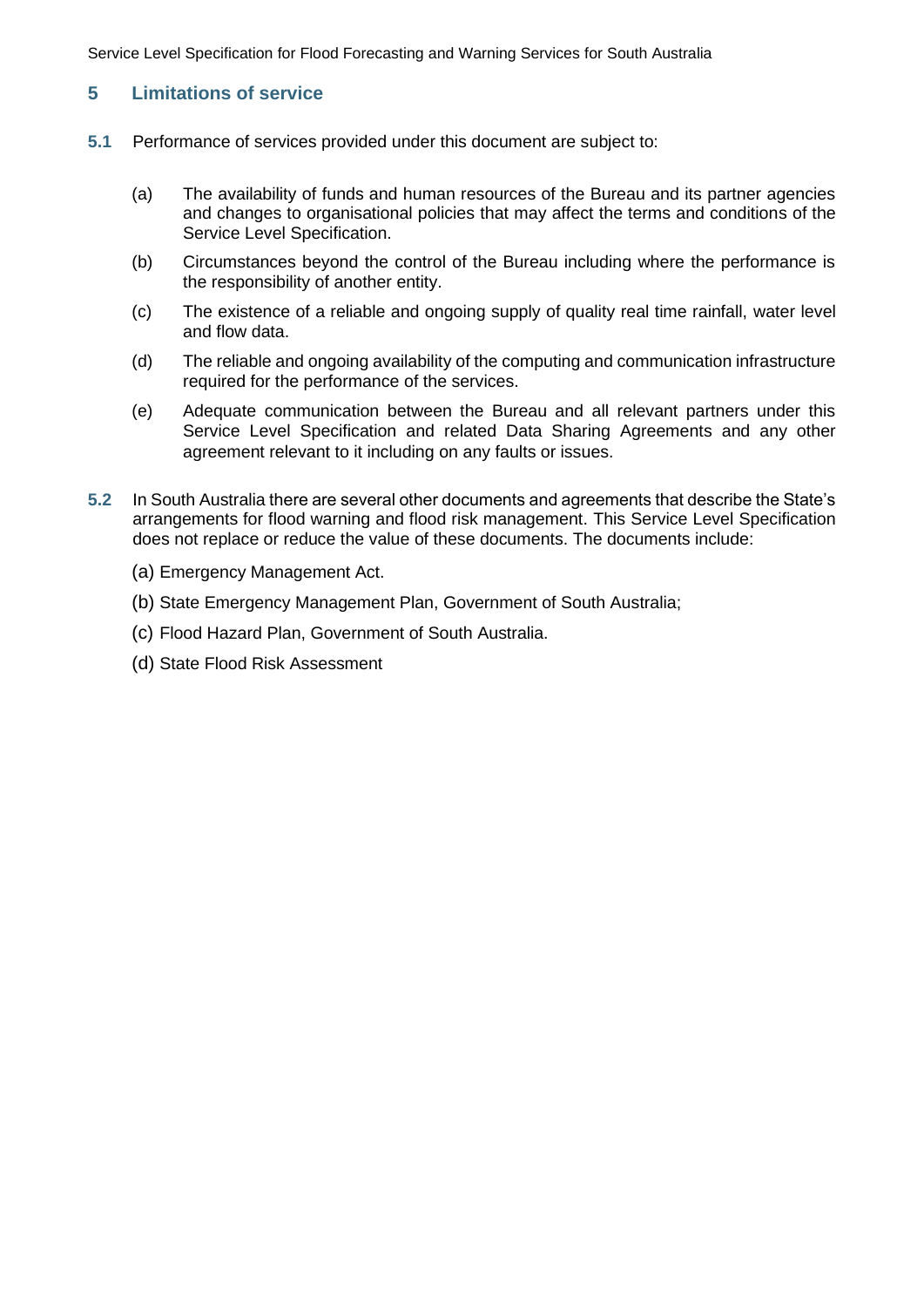## 5 Limitations of service

**5.1** Performance of services provided under this document are subject to:

(a) The availability of funds and human resources of the Bureau and its partner agencies and changes to organisational policies that may affect the terms and conditions of the Service Level Specification.

(b) Circumstances beyond the control of the Bureau including where the performance is the responsibility of another entity.

(c) The existence of a reliable and ongoing supply of quality real time rainfall, water level and flow data.

(d) The reliable and ongoing availability of the computing and communication infrastructure required for the performance of the services.

(e) Adequate communication between the Bureau and all relevant partners under this Service Level Specification and related Data Sharing Agreements and any other agreement relevant to it including on any faults or issues.

**5.2** In South Australia there are several other documents and agreements that describe the State's arrangements for flood warning and flood risk management. This Service Level Specification does not replace or reduce the value of these documents. The documents include:

(a) Emergency Management Act.

(b) State Emergency Management Plan, Government of South Australia;

(c) Flood Hazard Plan, Government of South Australia.

(d) State Flood Risk Assessment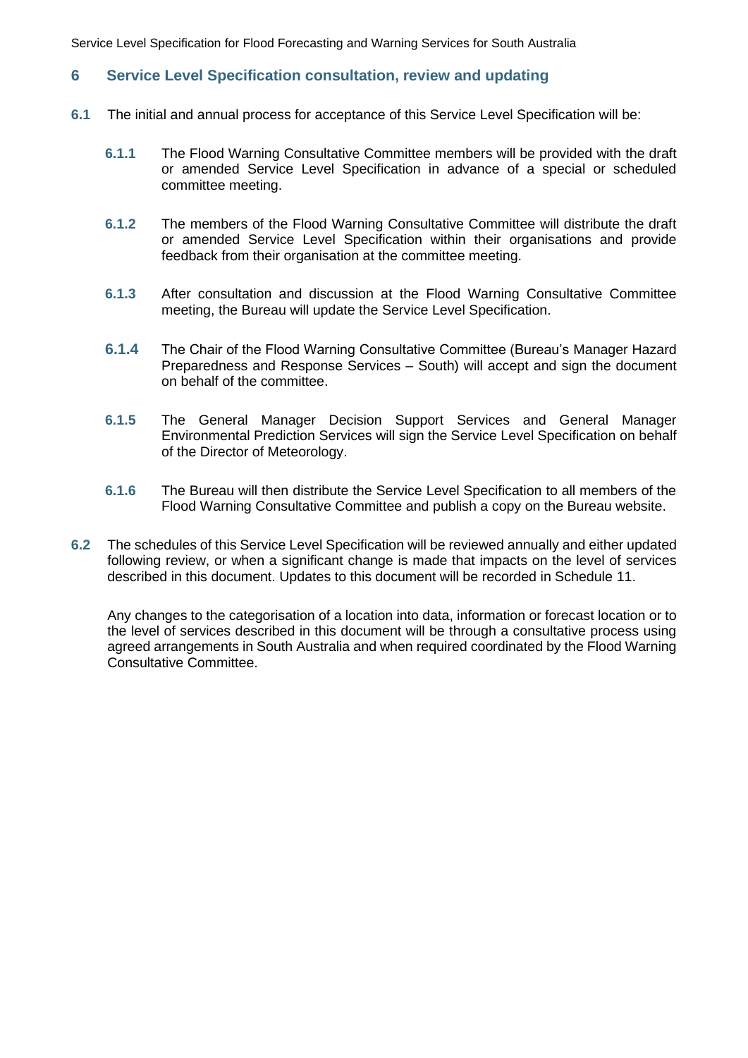## 6 Service Level Specification consultation, review and updating

**6.1** The initial and annual process for acceptance of this Service Level Specification will be:

**6.1.1** The Flood Warning Consultative Committee members will be provided with the draft or amended Service Level Specification in advance of a special or scheduled committee meeting.

**6.1.2** The members of the Flood Warning Consultative Committee will distribute the draft or amended Service Level Specification within their organisations and provide feedback from their organisation at the committee meeting.

**6.1.3** After consultation and discussion at the Flood Warning Consultative Committee meeting, the Bureau will update the Service Level Specification.

**6.1.4** The Chair of the Flood Warning Consultative Committee (Bureau's Manager Hazard Preparedness and Response Services – South) will accept and sign the document on behalf of the committee.

**6.1.5** The General Manager Decision Support Services and General Manager Environmental Prediction Services will sign the Service Level Specification on behalf of the Director of Meteorology.

**6.1.6** The Bureau will then distribute the Service Level Specification to all members of the Flood Warning Consultative Committee and publish a copy on the Bureau website.

**6.2** The schedules of this Service Level Specification will be reviewed annually and either updated following review, or when a significant change is made that impacts on the level of services described in this document. Updates to this document will be recorded in Schedule 11.

Any changes to the categorisation of a location into data, information or forecast location or to the level of services described in this document will be through a consultative process using agreed arrangements in South Australia and when required coordinated by the Flood Warning Consultative Committee.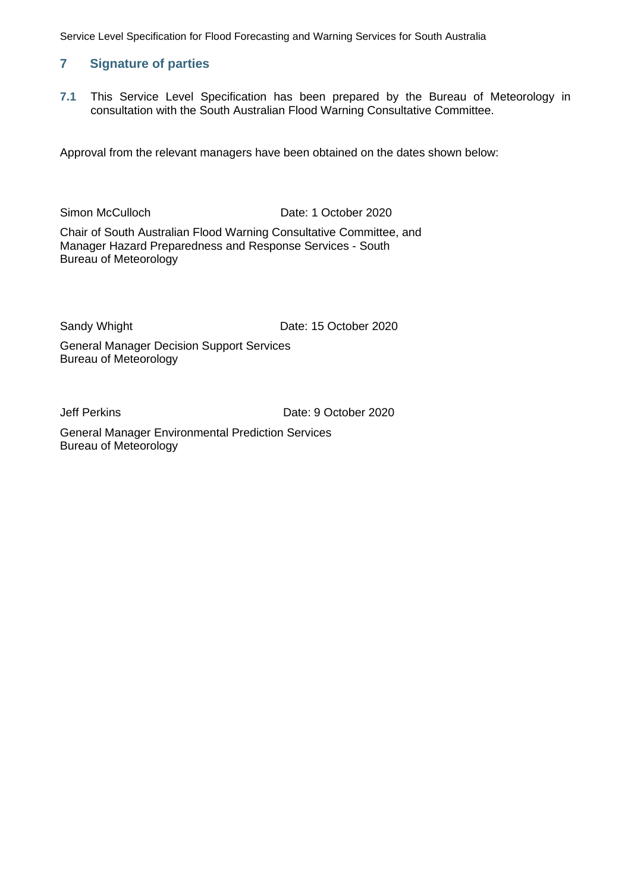## 7 Signature of parties

**7.1** This Service Level Specification has been prepared by the Bureau of Meteorology in consultation with the South Australian Flood Warning Consultative Committee.

Approval from the relevant managers have been obtained on the dates shown below:

Simon McCulloch Date: 1 October 2020

Chair of South Australian Flood Warning Consultative Committee, and
Manager Hazard Preparedness and Response Services - South
Bureau of Meteorology

Sandy Whight Date: 15 October 2020

General Manager Decision Support Services
Bureau of Meteorology

Jeff Perkins Date: 9 October 2020

General Manager Environmental Prediction Services
Bureau of Meteorology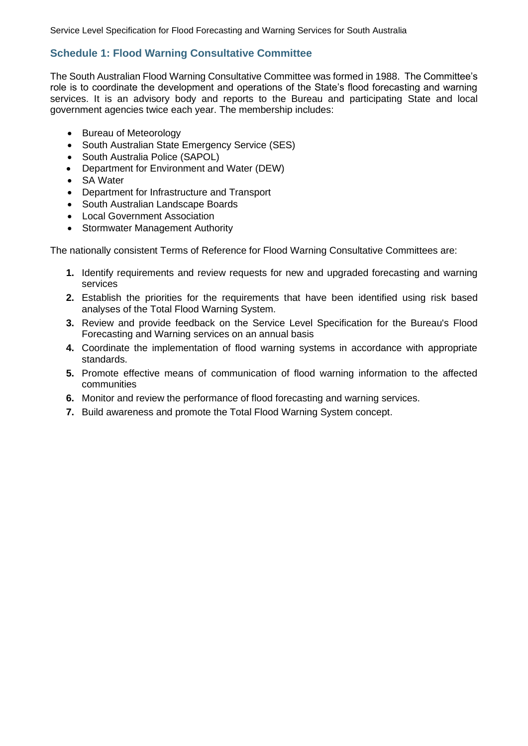## Schedule 1: Flood Warning Consultative Committee

The South Australian Flood Warning Consultative Committee was formed in 1988. The Committee's role is to coordinate the development and operations of the State's flood forecasting and warning services. It is an advisory body and reports to the Bureau and participating State and local government agencies twice each year. The membership includes:

- Bureau of Meteorology
- South Australian State Emergency Service (SES)
- South Australia Police (SAPOL)
- Department for Environment and Water (DEW)
- SA Water
- Department for Infrastructure and Transport
- South Australian Landscape Boards
- Local Government Association
- Stormwater Management Authority

The nationally consistent Terms of Reference for Flood Warning Consultative Committees are:

1. Identify requirements and review requests for new and upgraded forecasting and warning services
2. Establish the priorities for the requirements that have been identified using risk based analyses of the Total Flood Warning System.
3. Review and provide feedback on the Service Level Specification for the Bureau's Flood Forecasting and Warning services on an annual basis
4. Coordinate the implementation of flood warning systems in accordance with appropriate standards.
5. Promote effective means of communication of flood warning information to the affected communities
6. Monitor and review the performance of flood forecasting and warning services.
7. Build awareness and promote the Total Flood Warning System concept.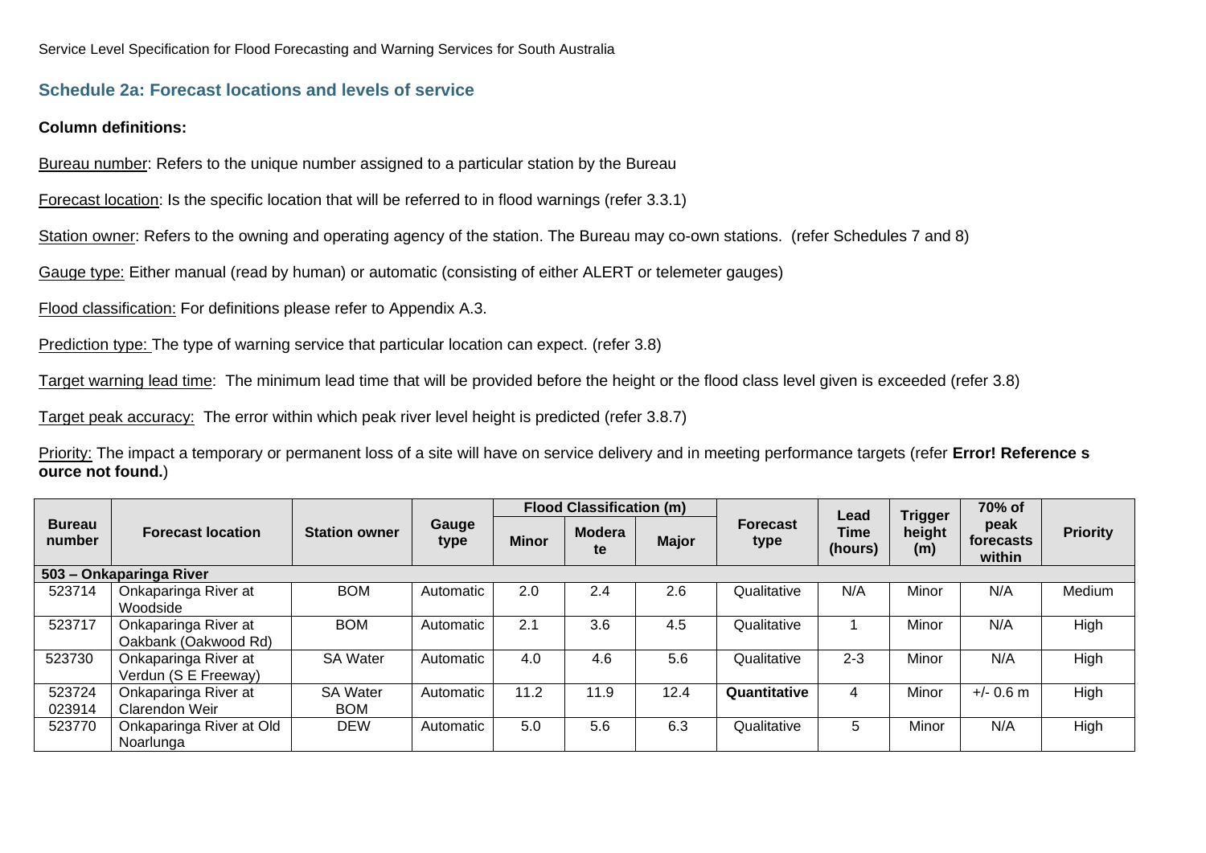## Schedule 2a: Forecast locations and levels of service

**Column definitions:**

Bureau number: Refers to the unique number assigned to a particular station by the Bureau

Forecast location: Is the specific location that will be referred to in flood warnings (refer 3.3.1)

Station owner: Refers to the owning and operating agency of the station. The Bureau may co-own stations. (refer Schedules 7 and 8)

Gauge type: Either manual (read by human) or automatic (consisting of either ALERT or telemeter gauges)

Flood classification: For definitions please refer to Appendix A.3.

Prediction type: The type of warning service that particular location can expect. (refer 3.8)

Target warning lead time: The minimum lead time that will be provided before the height or the flood class level given is exceeded (refer 3.8)

Target peak accuracy: The error within which peak river level height is predicted (refer 3.8.7)

Priority: The impact a temporary or permanent loss of a site will have on service delivery and in meeting performance targets (refer **Error! Reference source not found.**)

| Bureau number | Forecast location | Station owner | Gauge type | Flood Classification (m) | | | Forecast type | Lead Time (hours) | Trigger height (m) | 70% of peak forecasts within | Priority |
|---|---|---|---|---|---|---|---|---|---|---|---|
| | | | | Minor | Moderate | Major | | | | | |
| **503 – Onkaparinga River** | | | | | | | | | | | |
| 523714 | Onkaparinga River at Woodside | BOM | Automatic | 2.0 | 2.4 | 2.6 | Qualitative | N/A | Minor | N/A | Medium |
| 523717 | Onkaparinga River at Oakbank (Oakwood Rd) | BOM | Automatic | 2.1 | 3.6 | 4.5 | Qualitative | 1 | Minor | N/A | High |
| 523730 | Onkaparinga River at Verdun (S E Freeway) | SA Water | Automatic | 4.0 | 4.6 | 5.6 | Qualitative | 2-3 | Minor | N/A | High |
| 523724 023914 | Onkaparinga River at Clarendon Weir | SA Water BOM | Automatic | 11.2 | 11.9 | 12.4 | **Quantitative** | 4 | Minor | +/- 0.6 m | High |
| 523770 | Onkaparinga River at Old Noarlunga | DEW | Automatic | 5.0 | 5.6 | 6.3 | Qualitative | 5 | Minor | N/A | High |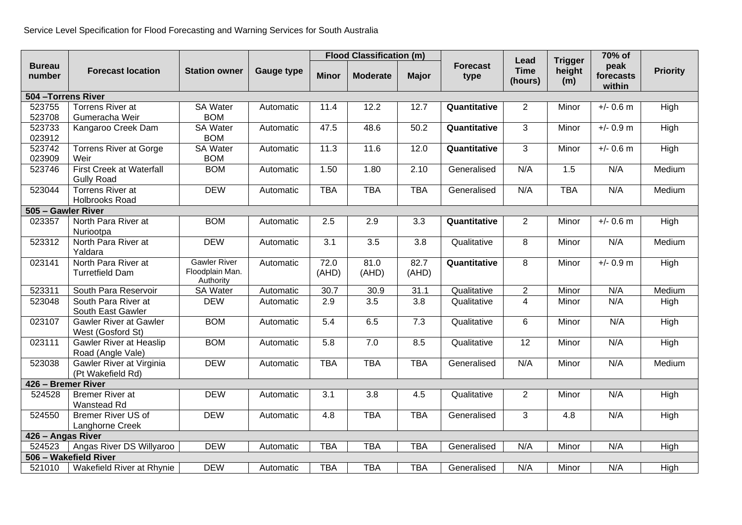Service Level Specification for Flood Forecasting and Warning Services for South Australia

| Bureau number | Forecast location | Station owner | Gauge type | Flood Classification (m) | | | Forecast type | Lead Time (hours) | Trigger height (m) | 70% of peak forecasts within | Priority |
|---|---|---|---|---|---|---|---|---|---|---|---|
| | | | | Minor | Moderate | Major | | | | | |
| **504 –Torrens River** | | | | | | | | | | | |
| 523755 523708 | Torrens River at Gumeracha Weir | SA Water BOM | Automatic | 11.4 | 12.2 | 12.7 | **Quantitative** | 2 | Minor | +/- 0.6 m | High |
| 523733 023912 | Kangaroo Creek Dam | SA Water BOM | Automatic | 47.5 | 48.6 | 50.2 | **Quantitative** | 3 | Minor | +/- 0.9 m | High |
| 523742 023909 | Torrens River at Gorge Weir | SA Water BOM | Automatic | 11.3 | 11.6 | 12.0 | **Quantitative** | 3 | Minor | +/- 0.6 m | High |
| 523746 | First Creek at Waterfall Gully Road | BOM | Automatic | 1.50 | 1.80 | 2.10 | Generalised | N/A | 1.5 | N/A | Medium |
| 523044 | Torrens River at Holbrooks Road | DEW | Automatic | TBA | TBA | TBA | Generalised | N/A | TBA | N/A | Medium |
| **505 – Gawler River** | | | | | | | | | | | |
| 023357 | North Para River at Nuriootpa | BOM | Automatic | 2.5 | 2.9 | 3.3 | **Quantitative** | 2 | Minor | +/- 0.6 m | High |
| 523312 | North Para River at Yaldara | DEW | Automatic | 3.1 | 3.5 | 3.8 | Qualitative | 8 | Minor | N/A | Medium |
| 023141 | North Para River at Turretfield Dam | Gawler River Floodplain Man. Authority | Automatic | 72.0 (AHD) | 81.0 (AHD) | 82.7 (AHD) | **Quantitative** | 8 | Minor | +/- 0.9 m | High |
| 523311 | South Para Reservoir | SA Water | Automatic | 30.7 | 30.9 | 31.1 | Qualitative | 2 | Minor | N/A | Medium |
| 523048 | South Para River at South East Gawler | DEW | Automatic | 2.9 | 3.5 | 3.8 | Qualitative | 4 | Minor | N/A | High |
| 023107 | Gawler River at Gawler West (Gosford St) | BOM | Automatic | 5.4 | 6.5 | 7.3 | Qualitative | 6 | Minor | N/A | High |
| 023111 | Gawler River at Heaslip Road (Angle Vale) | BOM | Automatic | 5.8 | 7.0 | 8.5 | Qualitative | 12 | Minor | N/A | High |
| 523038 | Gawler River at Virginia (Pt Wakefield Rd) | DEW | Automatic | TBA | TBA | TBA | Generalised | N/A | Minor | N/A | Medium |
| **426 – Bremer River** | | | | | | | | | | | |
| 524528 | Bremer River at Wanstead Rd | DEW | Automatic | 3.1 | 3.8 | 4.5 | Qualitative | 2 | Minor | N/A | High |
| 524550 | Bremer River US of Langhorne Creek | DEW | Automatic | 4.8 | TBA | TBA | Generalised | 3 | 4.8 | N/A | High |
| **426 – Angas River** | | | | | | | | | | | |
| 524523 | Angas River DS Willyaroo | DEW | Automatic | TBA | TBA | TBA | Generalised | N/A | Minor | N/A | High |
| **506 – Wakefield River** | | | | | | | | | | | |
| 521010 | Wakefield River at Rhynie | DEW | Automatic | TBA | TBA | TBA | Generalised | N/A | Minor | N/A | High |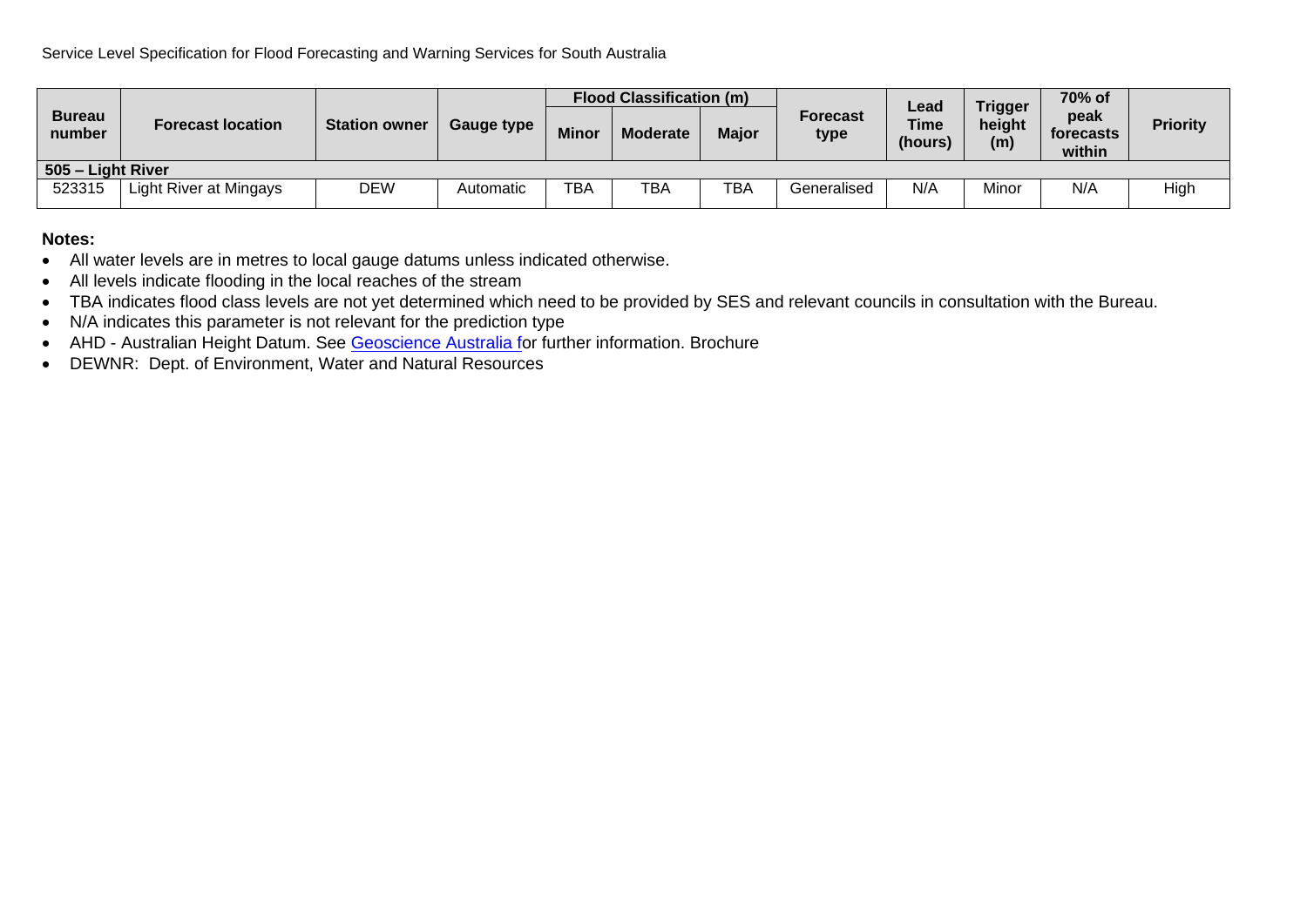| Bureau number | Forecast location | Station owner | Gauge type | Flood Classification (m) | | | Forecast type | Lead Time (hours) | Trigger height (m) | 70% of peak forecasts within | Priority |
|---|---|---|---|---|---|---|---|---|---|---|---|
| | | | | Minor | Moderate | Major | | | | | |
| **505 – Light River** | | | | | | | | | | | |
| 523315 | Light River at Mingays | DEW | Automatic | TBA | TBA | TBA | Generalised | N/A | Minor | N/A | High |

**Notes:**

- All water levels are in metres to local gauge datums unless indicated otherwise.
- All levels indicate flooding in the local reaches of the stream
- TBA indicates flood class levels are not yet determined which need to be provided by SES and relevant councils in consultation with the Bureau.
- N/A indicates this parameter is not relevant for the prediction type
- AHD - Australian Height Datum. See Geoscience Australia for further information. Brochure
- DEWNR: Dept. of Environment, Water and Natural Resources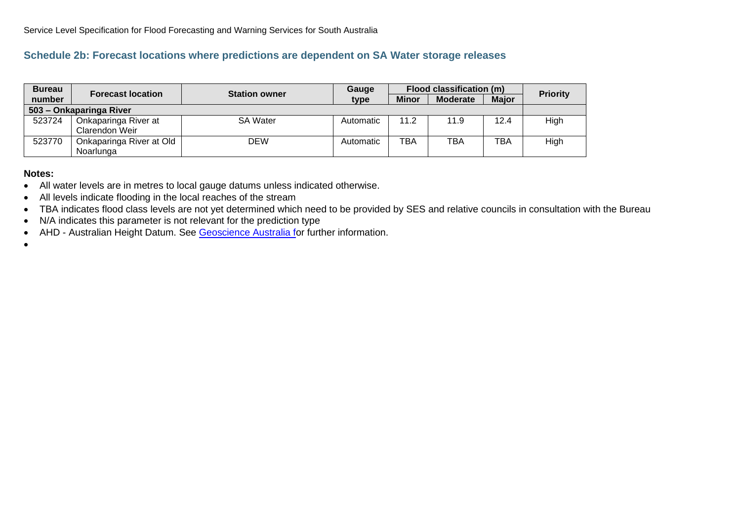## Schedule 2b: Forecast locations where predictions are dependent on SA Water storage releases

| Bureau number | Forecast location | Station owner | Gauge type | Flood classification (m) | | | Priority |
|---|---|---|---|---|---|---|---|
| | | | | Minor | Moderate | Major | |
| **503 – Onkaparinga River** | | | | | | | |
| 523724 | Onkaparinga River at Clarendon Weir | SA Water | Automatic | 11.2 | 11.9 | 12.4 | High |
| 523770 | Onkaparinga River at Old Noarlunga | DEW | Automatic | TBA | TBA | TBA | High |

**Notes:**

- All water levels are in metres to local gauge datums unless indicated otherwise.
- All levels indicate flooding in the local reaches of the stream
- TBA indicates flood class levels are not yet determined which need to be provided by SES and relative councils in consultation with the Bureau
- N/A indicates this parameter is not relevant for the prediction type
- AHD - Australian Height Datum. See Geoscience Australia for further information.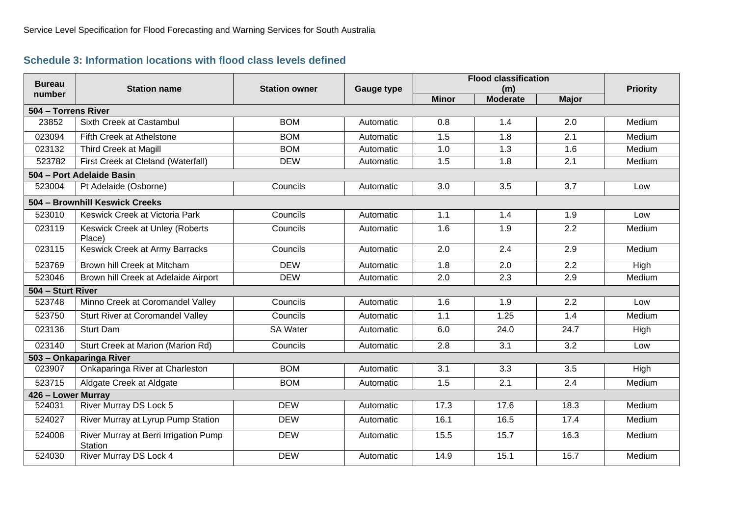## Schedule 3: Information locations with flood class levels defined

| Bureau number | Station name | Station owner | Gauge type | Flood classification (m) | | | Priority |
|---|---|---|---|---|---|---|---|
| | | | | Minor | Moderate | Major | |
| **504 – Torrens River** | | | | | | | |
| 23852 | Sixth Creek at Castambul | BOM | Automatic | 0.8 | 1.4 | 2.0 | Medium |
| 023094 | Fifth Creek at Athelstone | BOM | Automatic | 1.5 | 1.8 | 2.1 | Medium |
| 023132 | Third Creek at Magill | BOM | Automatic | 1.0 | 1.3 | 1.6 | Medium |
| 523782 | First Creek at Cleland (Waterfall) | DEW | Automatic | 1.5 | 1.8 | 2.1 | Medium |
| **504 – Port Adelaide Basin** | | | | | | | |
| 523004 | Pt Adelaide (Osborne) | Councils | Automatic | 3.0 | 3.5 | 3.7 | Low |
| **504 – Brownhill Keswick Creeks** | | | | | | | |
| 523010 | Keswick Creek at Victoria Park | Councils | Automatic | 1.1 | 1.4 | 1.9 | Low |
| 023119 | Keswick Creek at Unley (Roberts Place) | Councils | Automatic | 1.6 | 1.9 | 2.2 | Medium |
| 023115 | Keswick Creek at Army Barracks | Councils | Automatic | 2.0 | 2.4 | 2.9 | Medium |
| 523769 | Brown hill Creek at Mitcham | DEW | Automatic | 1.8 | 2.0 | 2.2 | High |
| 523046 | Brown hill Creek at Adelaide Airport | DEW | Automatic | 2.0 | 2.3 | 2.9 | Medium |
| **504 – Sturt River** | | | | | | | |
| 523748 | Minno Creek at Coromandel Valley | Councils | Automatic | 1.6 | 1.9 | 2.2 | Low |
| 523750 | Sturt River at Coromandel Valley | Councils | Automatic | 1.1 | 1.25 | 1.4 | Medium |
| 023136 | Sturt Dam | SA Water | Automatic | 6.0 | 24.0 | 24.7 | High |
| 023140 | Sturt Creek at Marion (Marion Rd) | Councils | Automatic | 2.8 | 3.1 | 3.2 | Low |
| **503 – Onkaparinga River** | | | | | | | |
| 023907 | Onkaparinga River at Charleston | BOM | Automatic | 3.1 | 3.3 | 3.5 | High |
| 523715 | Aldgate Creek at Aldgate | BOM | Automatic | 1.5 | 2.1 | 2.4 | Medium |
| **426 – Lower Murray** | | | | | | | |
| 524031 | River Murray DS Lock 5 | DEW | Automatic | 17.3 | 17.6 | 18.3 | Medium |
| 524027 | River Murray at Lyrup Pump Station | DEW | Automatic | 16.1 | 16.5 | 17.4 | Medium |
| 524008 | River Murray at Berri Irrigation Pump Station | DEW | Automatic | 15.5 | 15.7 | 16.3 | Medium |
| 524030 | River Murray DS Lock 4 | DEW | Automatic | 14.9 | 15.1 | 15.7 | Medium |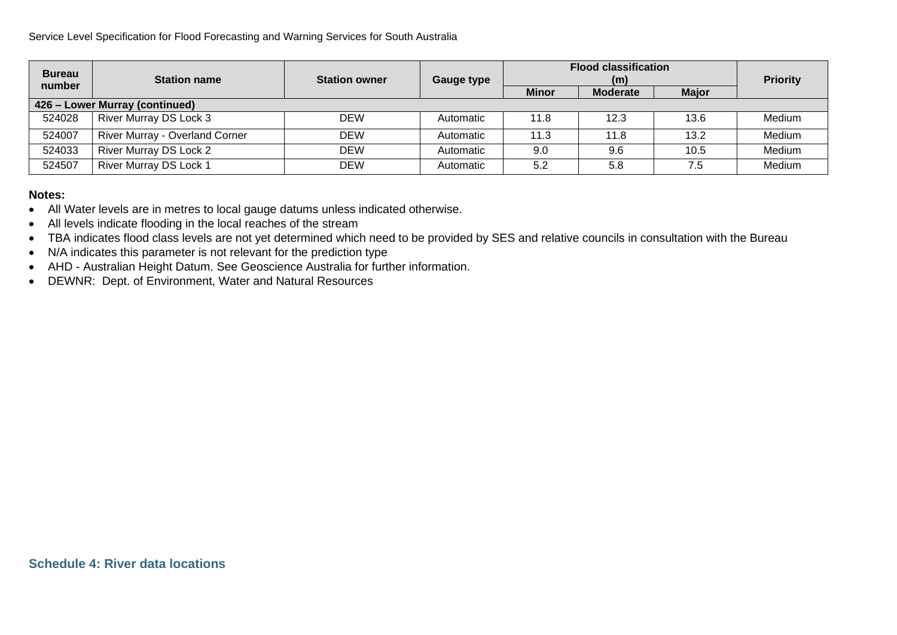| Bureau number | Station name | Station owner | Gauge type | Flood classification (m) | | | Priority |
|---|---|---|---|---|---|---|---|
| | | | | Minor | Moderate | Major | |
| **426 – Lower Murray (continued)** | | | | | | | |
| 524028 | River Murray DS Lock 3 | DEW | Automatic | 11.8 | 12.3 | 13.6 | Medium |
| 524007 | River Murray - Overland Corner | DEW | Automatic | 11.3 | 11.8 | 13.2 | Medium |
| 524033 | River Murray DS Lock 2 | DEW | Automatic | 9.0 | 9.6 | 10.5 | Medium |
| 524507 | River Murray DS Lock 1 | DEW | Automatic | 5.2 | 5.8 | 7.5 | Medium |

**Notes:**

- All Water levels are in metres to local gauge datums unless indicated otherwise.
- All levels indicate flooding in the local reaches of the stream
- TBA indicates flood class levels are not yet determined which need to be provided by SES and relative councils in consultation with the Bureau
- N/A indicates this parameter is not relevant for the prediction type
- AHD - Australian Height Datum. See Geoscience Australia for further information.
- DEWNR: Dept. of Environment, Water and Natural Resources

## Schedule 4: River data locations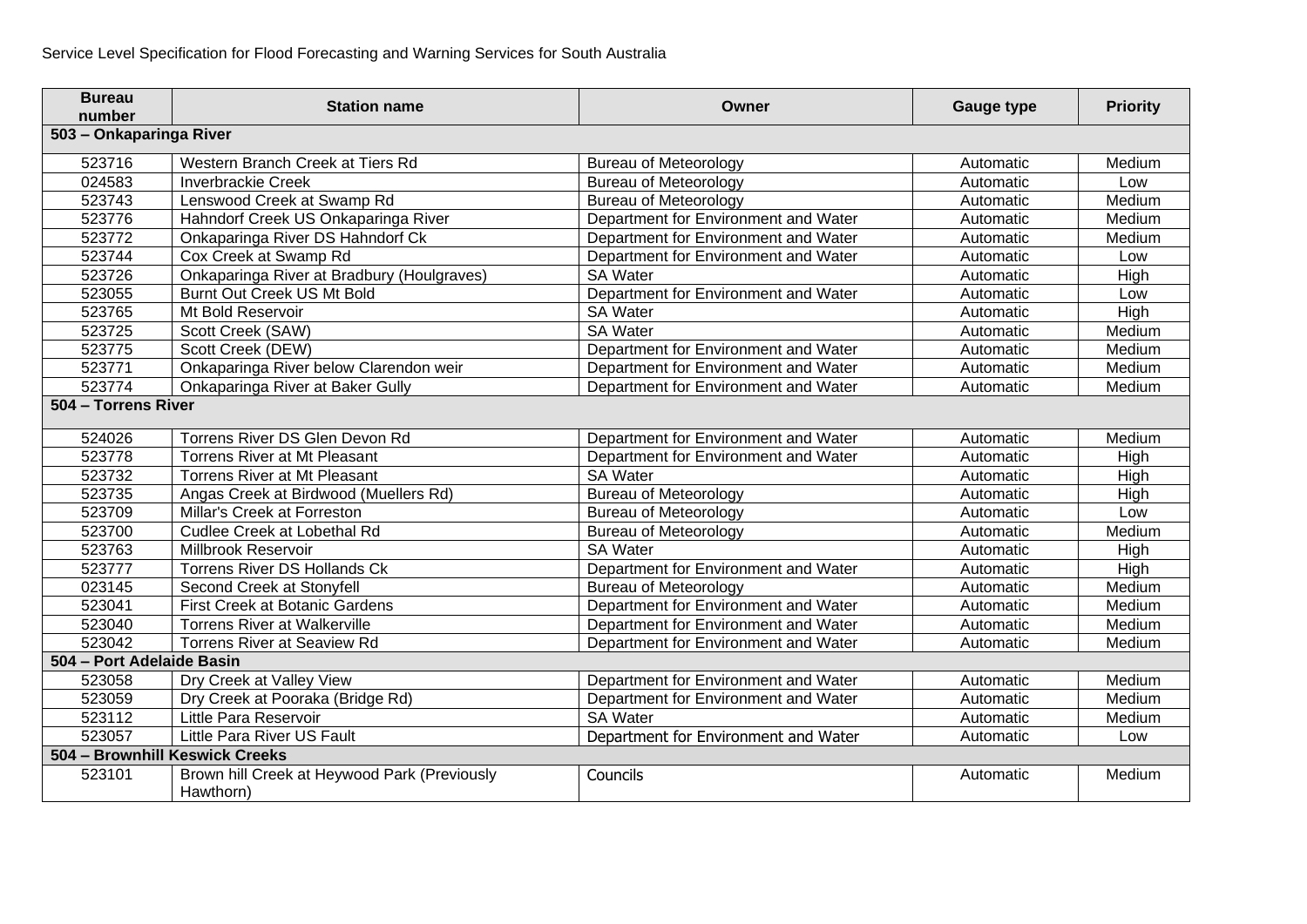| Bureau number | Station name | Owner | Gauge type | Priority |
|---|---|---|---|---|
| **503 – Onkaparinga River** | | | | |
| 523716 | Western Branch Creek at Tiers Rd | Bureau of Meteorology | Automatic | Medium |
| 024583 | Inverbrackie Creek | Bureau of Meteorology | Automatic | Low |
| 523743 | Lenswood Creek at Swamp Rd | Bureau of Meteorology | Automatic | Medium |
| 523776 | Hahndorf Creek US Onkaparinga River | Department for Environment and Water | Automatic | Medium |
| 523772 | Onkaparinga River DS Hahndorf Ck | Department for Environment and Water | Automatic | Medium |
| 523744 | Cox Creek at Swamp Rd | Department for Environment and Water | Automatic | Low |
| 523726 | Onkaparinga River at Bradbury (Houlgraves) | SA Water | Automatic | High |
| 523055 | Burnt Out Creek US Mt Bold | Department for Environment and Water | Automatic | Low |
| 523765 | Mt Bold Reservoir | SA Water | Automatic | High |
| 523725 | Scott Creek (SAW) | SA Water | Automatic | Medium |
| 523775 | Scott Creek (DEW) | Department for Environment and Water | Automatic | Medium |
| 523771 | Onkaparinga River below Clarendon weir | Department for Environment and Water | Automatic | Medium |
| 523774 | Onkaparinga River at Baker Gully | Department for Environment and Water | Automatic | Medium |
| **504 – Torrens River** | | | | |
| 524026 | Torrens River DS Glen Devon Rd | Department for Environment and Water | Automatic | Medium |
| 523778 | Torrens River at Mt Pleasant | Department for Environment and Water | Automatic | High |
| 523732 | Torrens River at Mt Pleasant | SA Water | Automatic | High |
| 523735 | Angas Creek at Birdwood (Muellers Rd) | Bureau of Meteorology | Automatic | High |
| 523709 | Millar's Creek at Forreston | Bureau of Meteorology | Automatic | Low |
| 523700 | Cudlee Creek at Lobethal Rd | Bureau of Meteorology | Automatic | Medium |
| 523763 | Millbrook Reservoir | SA Water | Automatic | High |
| 523777 | Torrens River DS Hollands Ck | Department for Environment and Water | Automatic | High |
| 023145 | Second Creek at Stonyfell | Bureau of Meteorology | Automatic | Medium |
| 523041 | First Creek at Botanic Gardens | Department for Environment and Water | Automatic | Medium |
| 523040 | Torrens River at Walkerville | Department for Environment and Water | Automatic | Medium |
| 523042 | Torrens River at Seaview Rd | Department for Environment and Water | Automatic | Medium |
| **504 – Port Adelaide Basin** | | | | |
| 523058 | Dry Creek at Valley View | Department for Environment and Water | Automatic | Medium |
| 523059 | Dry Creek at Pooraka (Bridge Rd) | Department for Environment and Water | Automatic | Medium |
| 523112 | Little Para Reservoir | SA Water | Automatic | Medium |
| 523057 | Little Para River US Fault | Department for Environment and Water | Automatic | Low |
| **504 – Brownhill Keswick Creeks** | | | | |
| 523101 | Brown hill Creek at Heywood Park (Previously Hawthorn) | Councils | Automatic | Medium |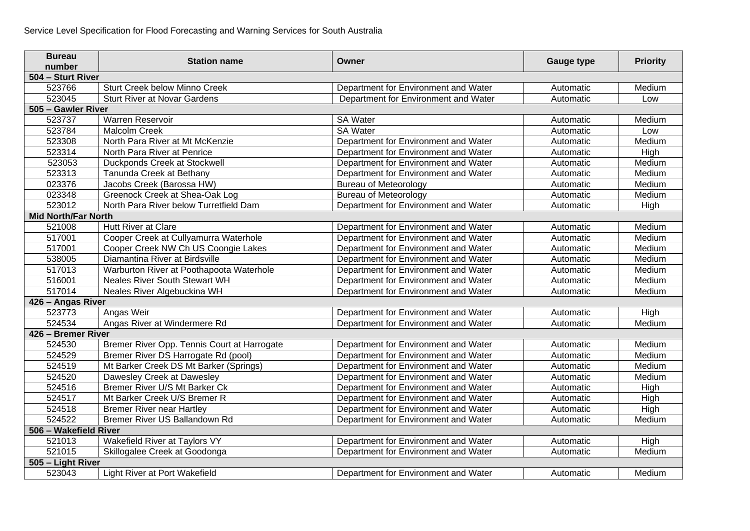| Bureau number | Station name | Owner | Gauge type | Priority |
|---|---|---|---|---|
| **504 – Sturt River** | | | | |
| 523766 | Sturt Creek below Minno Creek | Department for Environment and Water | Automatic | Medium |
| 523045 | Sturt River at Novar Gardens | Department for Environment and Water | Automatic | Low |
| **505 – Gawler River** | | | | |
| 523737 | Warren Reservoir | SA Water | Automatic | Medium |
| 523784 | Malcolm Creek | SA Water | Automatic | Low |
| 523308 | North Para River at Mt McKenzie | Department for Environment and Water | Automatic | Medium |
| 523314 | North Para River at Penrice | Department for Environment and Water | Automatic | High |
| 523053 | Duckponds Creek at Stockwell | Department for Environment and Water | Automatic | Medium |
| 523313 | Tanunda Creek at Bethany | Department for Environment and Water | Automatic | Medium |
| 023376 | Jacobs Creek (Barossa HW) | Bureau of Meteorology | Automatic | Medium |
| 023348 | Greenock Creek at Shea-Oak Log | Bureau of Meteorology | Automatic | Medium |
| 523012 | North Para River below Turretfield Dam | Department for Environment and Water | Automatic | High |
| **Mid North/Far North** | | | | |
| 521008 | Hutt River at Clare | Department for Environment and Water | Automatic | Medium |
| 517001 | Cooper Creek at Cullyamurra Waterhole | Department for Environment and Water | Automatic | Medium |
| 517001 | Cooper Creek NW Ch US Coongie Lakes | Department for Environment and Water | Automatic | Medium |
| 538005 | Diamantina River at Birdsville | Department for Environment and Water | Automatic | Medium |
| 517013 | Warburton River at Poothapoota Waterhole | Department for Environment and Water | Automatic | Medium |
| 516001 | Neales River South Stewart WH | Department for Environment and Water | Automatic | Medium |
| 517014 | Neales River Algebuckina WH | Department for Environment and Water | Automatic | Medium |
| **426 – Angas River** | | | | |
| 523773 | Angas Weir | Department for Environment and Water | Automatic | High |
| 524534 | Angas River at Windermere Rd | Department for Environment and Water | Automatic | Medium |
| **426 – Bremer River** | | | | |
| 524530 | Bremer River Opp. Tennis Court at Harrogate | Department for Environment and Water | Automatic | Medium |
| 524529 | Bremer River DS Harrogate Rd (pool) | Department for Environment and Water | Automatic | Medium |
| 524519 | Mt Barker Creek DS Mt Barker (Springs) | Department for Environment and Water | Automatic | Medium |
| 524520 | Dawesley Creek at Dawesley | Department for Environment and Water | Automatic | Medium |
| 524516 | Bremer River U/S Mt Barker Ck | Department for Environment and Water | Automatic | High |
| 524517 | Mt Barker Creek U/S Bremer R | Department for Environment and Water | Automatic | High |
| 524518 | Bremer River near Hartley | Department for Environment and Water | Automatic | High |
| 524522 | Bremer River US Ballandown Rd | Department for Environment and Water | Automatic | Medium |
| **506 – Wakefield River** | | | | |
| 521013 | Wakefield River at Taylors VY | Department for Environment and Water | Automatic | High |
| 521015 | Skillogalee Creek at Goodonga | Department for Environment and Water | Automatic | Medium |
| **505 – Light River** | | | | |
| 523043 | Light River at Port Wakefield | Department for Environment and Water | Automatic | Medium |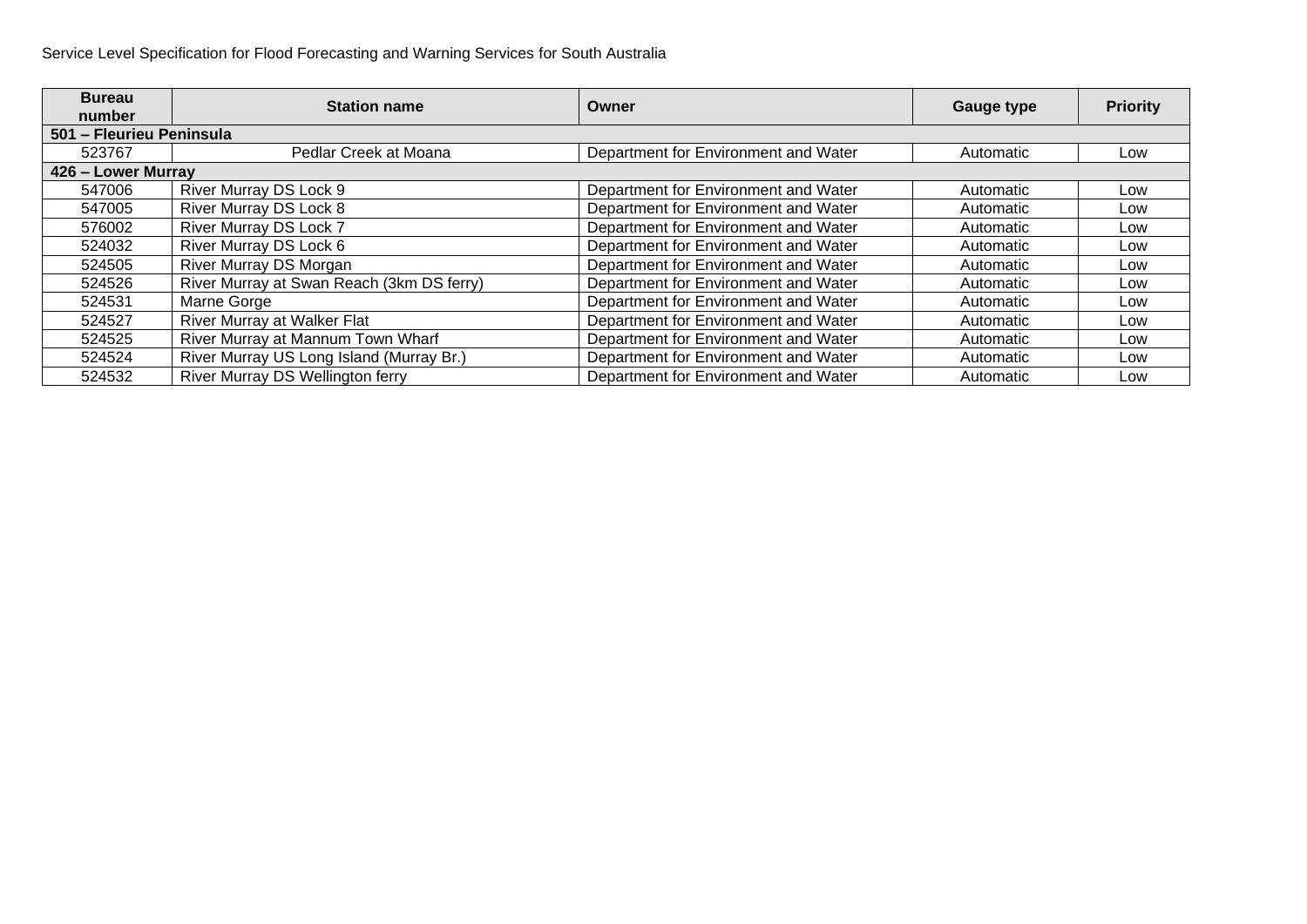| Bureau number | Station name | Owner | Gauge type | Priority |
|---|---|---|---|---|
| **501 – Fleurieu Peninsula** | | | | |
| 523767 | Pedlar Creek at Moana | Department for Environment and Water | Automatic | Low |
| **426 – Lower Murray** | | | | |
| 547006 | River Murray DS Lock 9 | Department for Environment and Water | Automatic | Low |
| 547005 | River Murray DS Lock 8 | Department for Environment and Water | Automatic | Low |
| 576002 | River Murray DS Lock 7 | Department for Environment and Water | Automatic | Low |
| 524032 | River Murray DS Lock 6 | Department for Environment and Water | Automatic | Low |
| 524505 | River Murray DS Morgan | Department for Environment and Water | Automatic | Low |
| 524526 | River Murray at Swan Reach (3km DS ferry) | Department for Environment and Water | Automatic | Low |
| 524531 | Marne Gorge | Department for Environment and Water | Automatic | Low |
| 524527 | River Murray at Walker Flat | Department for Environment and Water | Automatic | Low |
| 524525 | River Murray at Mannum Town Wharf | Department for Environment and Water | Automatic | Low |
| 524524 | River Murray US Long Island (Murray Br.) | Department for Environment and Water | Automatic | Low |
| 524532 | River Murray DS Wellington ferry | Department for Environment and Water | Automatic | Low |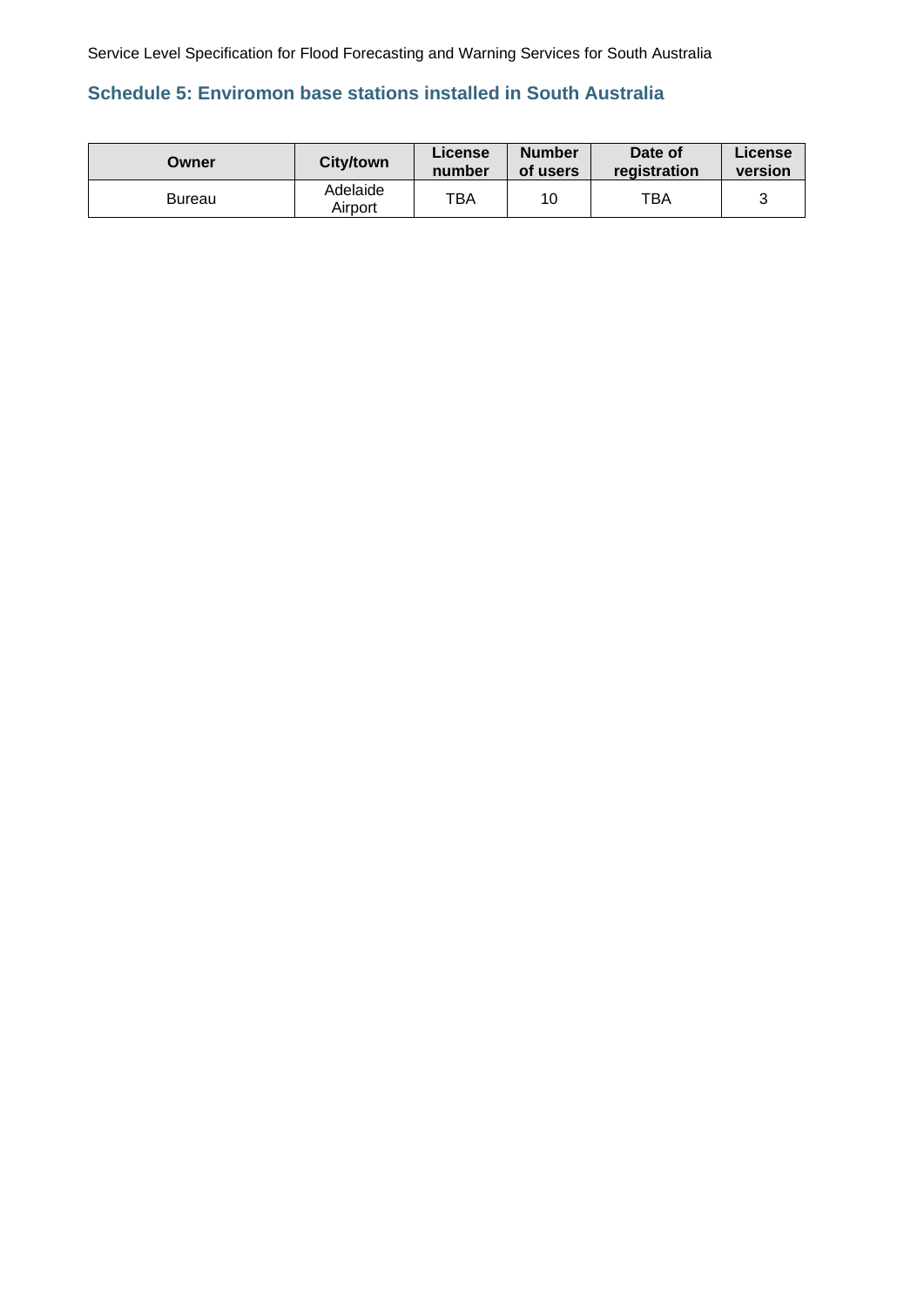## Schedule 5: Enviromon base stations installed in South Australia

| Owner | City/town | License number | Number of users | Date of registration | License version |
|---|---|---|---|---|---|
| Bureau | Adelaide Airport | TBA | 10 | TBA | 3 |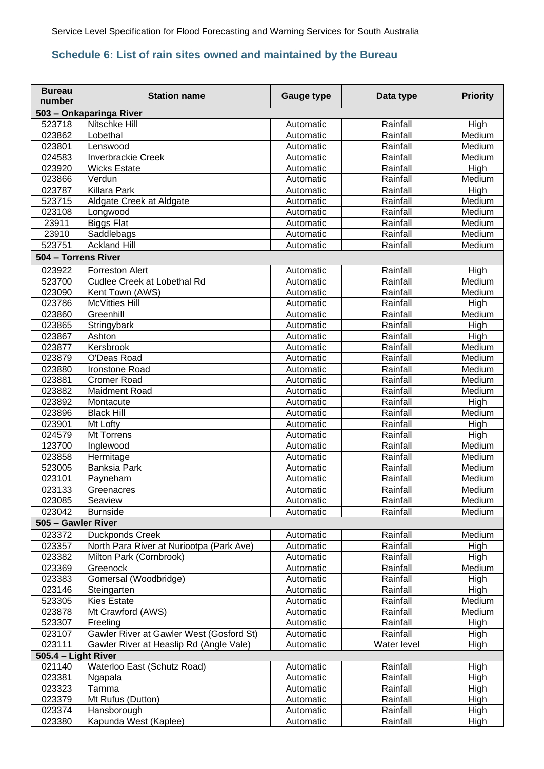## Schedule 6: List of rain sites owned and maintained by the Bureau

| Bureau number | Station name | Gauge type | Data type | Priority |
|---|---|---|---|---|
| **503 – Onkaparinga River** | | | | |
| 523718 | Nitschke Hill | Automatic | Rainfall | High |
| 023862 | Lobethal | Automatic | Rainfall | Medium |
| 023801 | Lenswood | Automatic | Rainfall | Medium |
| 024583 | Inverbrackie Creek | Automatic | Rainfall | Medium |
| 023920 | Wicks Estate | Automatic | Rainfall | High |
| 023866 | Verdun | Automatic | Rainfall | Medium |
| 023787 | Killara Park | Automatic | Rainfall | High |
| 523715 | Aldgate Creek at Aldgate | Automatic | Rainfall | Medium |
| 023108 | Longwood | Automatic | Rainfall | Medium |
| 23911 | Biggs Flat | Automatic | Rainfall | Medium |
| 23910 | Saddlebags | Automatic | Rainfall | Medium |
| 523751 | Ackland Hill | Automatic | Rainfall | Medium |
| **504 – Torrens River** | | | | |
| 023922 | Forreston Alert | Automatic | Rainfall | High |
| 523700 | Cudlee Creek at Lobethal Rd | Automatic | Rainfall | Medium |
| 023090 | Kent Town (AWS) | Automatic | Rainfall | Medium |
| 023786 | McVitties Hill | Automatic | Rainfall | High |
| 023860 | Greenhill | Automatic | Rainfall | Medium |
| 023865 | Stringybark | Automatic | Rainfall | High |
| 023867 | Ashton | Automatic | Rainfall | High |
| 023877 | Kersbrook | Automatic | Rainfall | Medium |
| 023879 | O'Deas Road | Automatic | Rainfall | Medium |
| 023880 | Ironstone Road | Automatic | Rainfall | Medium |
| 023881 | Cromer Road | Automatic | Rainfall | Medium |
| 023882 | Maidment Road | Automatic | Rainfall | Medium |
| 023892 | Montacute | Automatic | Rainfall | High |
| 023896 | Black Hill | Automatic | Rainfall | Medium |
| 023901 | Mt Lofty | Automatic | Rainfall | High |
| 024579 | Mt Torrens | Automatic | Rainfall | High |
| 123700 | Inglewood | Automatic | Rainfall | Medium |
| 023858 | Hermitage | Automatic | Rainfall | Medium |
| 523005 | Banksia Park | Automatic | Rainfall | Medium |
| 023101 | Payneham | Automatic | Rainfall | Medium |
| 023133 | Greenacres | Automatic | Rainfall | Medium |
| 023085 | Seaview | Automatic | Rainfall | Medium |
| 023042 | Burnside | Automatic | Rainfall | Medium |
| **505 – Gawler River** | | | | |
| 023372 | Duckponds Creek | Automatic | Rainfall | Medium |
| 023357 | North Para River at Nuriootpa (Park Ave) | Automatic | Rainfall | High |
| 023382 | Milton Park (Cornbrook) | Automatic | Rainfall | High |
| 023369 | Greenock | Automatic | Rainfall | Medium |
| 023383 | Gomersal (Woodbridge) | Automatic | Rainfall | High |
| 023146 | Steingarten | Automatic | Rainfall | High |
| 523305 | Kies Estate | Automatic | Rainfall | Medium |
| 023878 | Mt Crawford (AWS) | Automatic | Rainfall | Medium |
| 523307 | Freeling | Automatic | Rainfall | High |
| 023107 | Gawler River at Gawler West (Gosford St) | Automatic | Rainfall | High |
| 023111 | Gawler River at Heaslip Rd (Angle Vale) | Automatic | Water level | High |
| **505.4 – Light River** | | | | |
| 021140 | Waterloo East (Schutz Road) | Automatic | Rainfall | High |
| 023381 | Ngapala | Automatic | Rainfall | High |
| 023323 | Tarnma | Automatic | Rainfall | High |
| 023379 | Mt Rufus (Dutton) | Automatic | Rainfall | High |
| 023374 | Hansborough | Automatic | Rainfall | High |
| 023380 | Kapunda West (Kaplee) | Automatic | Rainfall | High |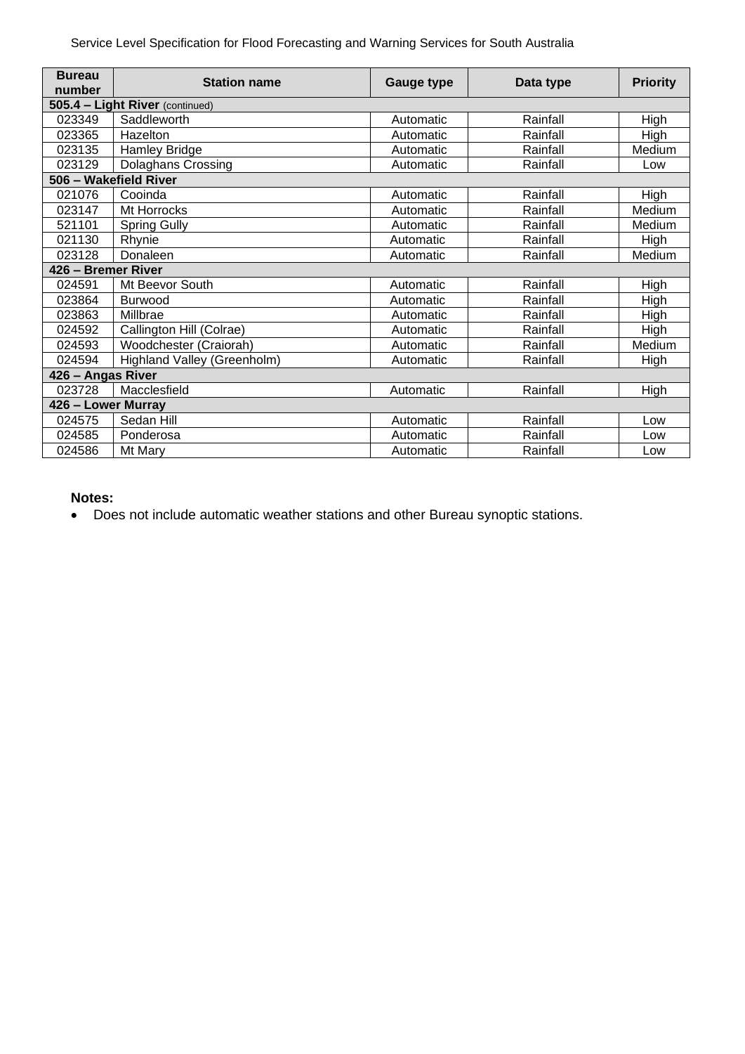| Bureau number | Station name | Gauge type | Data type | Priority |
|---|---|---|---|---|
| **505.4 – Light River** (continued) | | | | |
| 023349 | Saddleworth | Automatic | Rainfall | High |
| 023365 | Hazelton | Automatic | Rainfall | High |
| 023135 | Hamley Bridge | Automatic | Rainfall | Medium |
| 023129 | Dolaghans Crossing | Automatic | Rainfall | Low |
| **506 – Wakefield River** | | | | |
| 021076 | Cooinda | Automatic | Rainfall | High |
| 023147 | Mt Horrocks | Automatic | Rainfall | Medium |
| 521101 | Spring Gully | Automatic | Rainfall | Medium |
| 021130 | Rhynie | Automatic | Rainfall | High |
| 023128 | Donaleen | Automatic | Rainfall | Medium |
| **426 – Bremer River** | | | | |
| 024591 | Mt Beevor South | Automatic | Rainfall | High |
| 023864 | Burwood | Automatic | Rainfall | High |
| 023863 | Millbrae | Automatic | Rainfall | High |
| 024592 | Callington Hill (Colrae) | Automatic | Rainfall | High |
| 024593 | Woodchester (Craiorah) | Automatic | Rainfall | Medium |
| 024594 | Highland Valley (Greenholm) | Automatic | Rainfall | High |
| **426 – Angas River** | | | | |
| 023728 | Macclesfield | Automatic | Rainfall | High |
| **426 – Lower Murray** | | | | |
| 024575 | Sedan Hill | Automatic | Rainfall | Low |
| 024585 | Ponderosa | Automatic | Rainfall | Low |
| 024586 | Mt Mary | Automatic | Rainfall | Low |

**Notes:**

- Does not include automatic weather stations and other Bureau synoptic stations.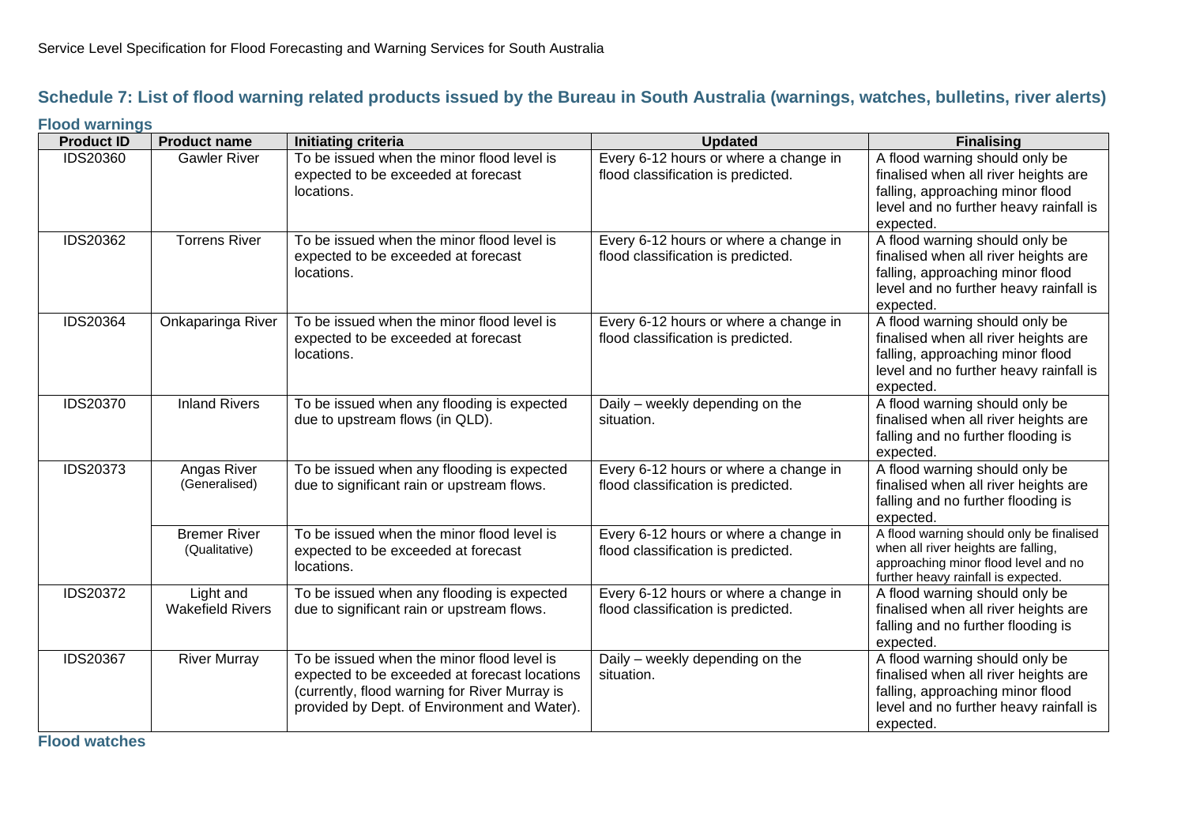## Schedule 7: List of flood warning related products issued by the Bureau in South Australia (warnings, watches, bulletins, river alerts)

### Flood warnings

| Product ID | Product name | Initiating criteria | Updated | Finalising |
|---|---|---|---|---|
| IDS20360 | Gawler River | To be issued when the minor flood level is expected to be exceeded at forecast locations. | Every 6-12 hours or where a change in flood classification is predicted. | A flood warning should only be finalised when all river heights are falling, approaching minor flood level and no further heavy rainfall is expected. |
| IDS20362 | Torrens River | To be issued when the minor flood level is expected to be exceeded at forecast locations. | Every 6-12 hours or where a change in flood classification is predicted. | A flood warning should only be finalised when all river heights are falling, approaching minor flood level and no further heavy rainfall is expected. |
| IDS20364 | Onkaparinga River | To be issued when the minor flood level is expected to be exceeded at forecast locations. | Every 6-12 hours or where a change in flood classification is predicted. | A flood warning should only be finalised when all river heights are falling, approaching minor flood level and no further heavy rainfall is expected. |
| IDS20370 | Inland Rivers | To be issued when any flooding is expected due to upstream flows (in QLD). | Daily – weekly depending on the situation. | A flood warning should only be finalised when all river heights are falling and no further flooding is expected. |
| IDS20373 | Angas River (Generalised) | To be issued when any flooding is expected due to significant rain or upstream flows. | Every 6-12 hours or where a change in flood classification is predicted. | A flood warning should only be finalised when all river heights are falling and no further flooding is expected. |
| | Bremer River (Qualitative) | To be issued when the minor flood level is expected to be exceeded at forecast locations. | Every 6-12 hours or where a change in flood classification is predicted. | A flood warning should only be finalised when all river heights are falling, approaching minor flood level and no further heavy rainfall is expected. |
| IDS20372 | Light and Wakefield Rivers | To be issued when any flooding is expected due to significant rain or upstream flows. | Every 6-12 hours or where a change in flood classification is predicted. | A flood warning should only be finalised when all river heights are falling and no further flooding is expected. |
| IDS20367 | River Murray | To be issued when the minor flood level is expected to be exceeded at forecast locations (currently, flood warning for River Murray is provided by Dept. of Environment and Water). | Daily – weekly depending on the situation. | A flood warning should only be finalised when all river heights are falling, approaching minor flood level and no further heavy rainfall is expected. |

### Flood watches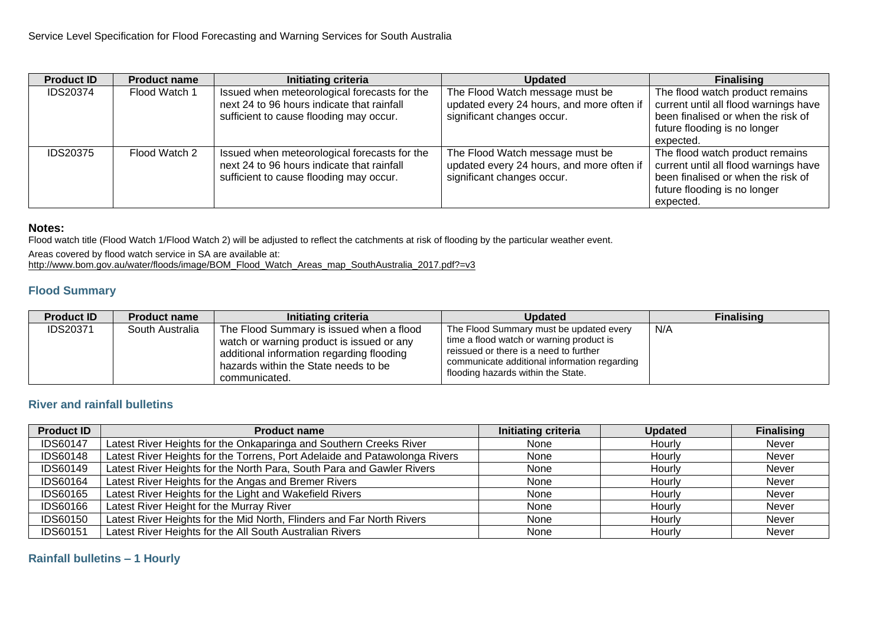| Product ID | Product name | Initiating criteria | Updated | Finalising |
|---|---|---|---|---|
| IDS20374 | Flood Watch 1 | Issued when meteorological forecasts for the next 24 to 96 hours indicate that rainfall sufficient to cause flooding may occur. | The Flood Watch message must be updated every 24 hours, and more often if significant changes occur. | The flood watch product remains current until all flood warnings have been finalised or when the risk of future flooding is no longer expected. |
| IDS20375 | Flood Watch 2 | Issued when meteorological forecasts for the next 24 to 96 hours indicate that rainfall sufficient to cause flooding may occur. | The Flood Watch message must be updated every 24 hours, and more often if significant changes occur. | The flood watch product remains current until all flood warnings have been finalised or when the risk of future flooding is no longer expected. |

**Notes:**

Flood watch title (Flood Watch 1/Flood Watch 2) will be adjusted to reflect the catchments at risk of flooding by the particular weather event.

Areas covered by flood watch service in SA are available at:
http://www.bom.gov.au/water/floods/image/BOM_Flood_Watch_Areas_map_SouthAustralia_2017.pdf?=v3

## Flood Summary

| Product ID | Product name | Initiating criteria | Updated | Finalising |
|---|---|---|---|---|
| IDS20371 | South Australia | The Flood Summary is issued when a flood watch or warning product is issued or any additional information regarding flooding hazards within the State needs to be communicated. | The Flood Summary must be updated every time a flood watch or warning product is reissued or there is a need to further communicate additional information regarding flooding hazards within the State. | N/A |

## River and rainfall bulletins

| Product ID | Product name | Initiating criteria | Updated | Finalising |
|---|---|---|---|---|
| IDS60147 | Latest River Heights for the Onkaparinga and Southern Creeks River | None | Hourly | Never |
| IDS60148 | Latest River Heights for the Torrens, Port Adelaide and Patawolonga Rivers | None | Hourly | Never |
| IDS60149 | Latest River Heights for the North Para, South Para and Gawler Rivers | None | Hourly | Never |
| IDS60164 | Latest River Heights for the Angas and Bremer Rivers | None | Hourly | Never |
| IDS60165 | Latest River Heights for the Light and Wakefield Rivers | None | Hourly | Never |
| IDS60166 | Latest River Height for the Murray River | None | Hourly | Never |
| IDS60150 | Latest River Heights for the Mid North, Flinders and Far North Rivers | None | Hourly | Never |
| IDS60151 | Latest River Heights for the All South Australian Rivers | None | Hourly | Never |

## Rainfall bulletins – 1 Hourly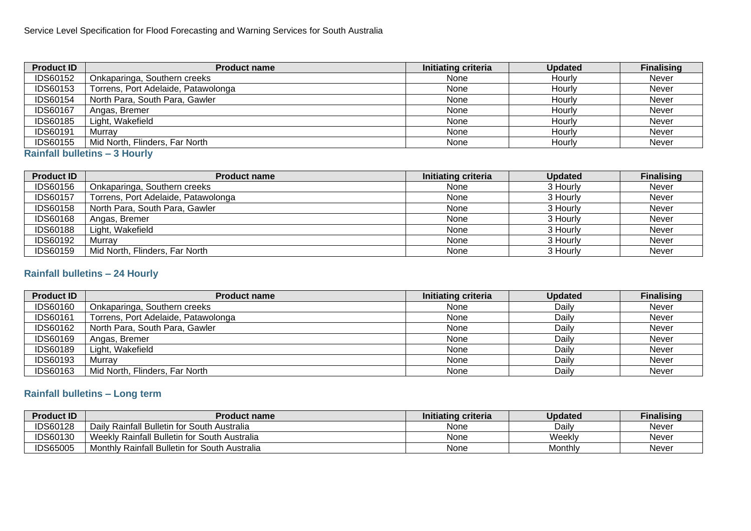| Product ID | Product name | Initiating criteria | Updated | Finalising |
|---|---|---|---|---|
| IDS60152 | Onkaparinga, Southern creeks | None | Hourly | Never |
| IDS60153 | Torrens, Port Adelaide, Patawolonga | None | Hourly | Never |
| IDS60154 | North Para, South Para, Gawler | None | Hourly | Never |
| IDS60167 | Angas, Bremer | None | Hourly | Never |
| IDS60185 | Light, Wakefield | None | Hourly | Never |
| IDS60191 | Murray | None | Hourly | Never |
| IDS60155 | Mid North, Flinders, Far North | None | Hourly | Never |

### Rainfall bulletins – 3 Hourly

| Product ID | Product name | Initiating criteria | Updated | Finalising |
|---|---|---|---|---|
| IDS60156 | Onkaparinga, Southern creeks | None | 3 Hourly | Never |
| IDS60157 | Torrens, Port Adelaide, Patawolonga | None | 3 Hourly | Never |
| IDS60158 | North Para, South Para, Gawler | None | 3 Hourly | Never |
| IDS60168 | Angas, Bremer | None | 3 Hourly | Never |
| IDS60188 | Light, Wakefield | None | 3 Hourly | Never |
| IDS60192 | Murray | None | 3 Hourly | Never |
| IDS60159 | Mid North, Flinders, Far North | None | 3 Hourly | Never |

### Rainfall bulletins – 24 Hourly

| Product ID | Product name | Initiating criteria | Updated | Finalising |
|---|---|---|---|---|
| IDS60160 | Onkaparinga, Southern creeks | None | Daily | Never |
| IDS60161 | Torrens, Port Adelaide, Patawolonga | None | Daily | Never |
| IDS60162 | North Para, South Para, Gawler | None | Daily | Never |
| IDS60169 | Angas, Bremer | None | Daily | Never |
| IDS60189 | Light, Wakefield | None | Daily | Never |
| IDS60193 | Murray | None | Daily | Never |
| IDS60163 | Mid North, Flinders, Far North | None | Daily | Never |

### Rainfall bulletins – Long term

| Product ID | Product name | Initiating criteria | Updated | Finalising |
|---|---|---|---|---|
| IDS60128 | Daily Rainfall Bulletin for South Australia | None | Daily | Never |
| IDS60130 | Weekly Rainfall Bulletin for South Australia | None | Weekly | Never |
| IDS65005 | Monthly Rainfall Bulletin for South Australia | None | Monthly | Never |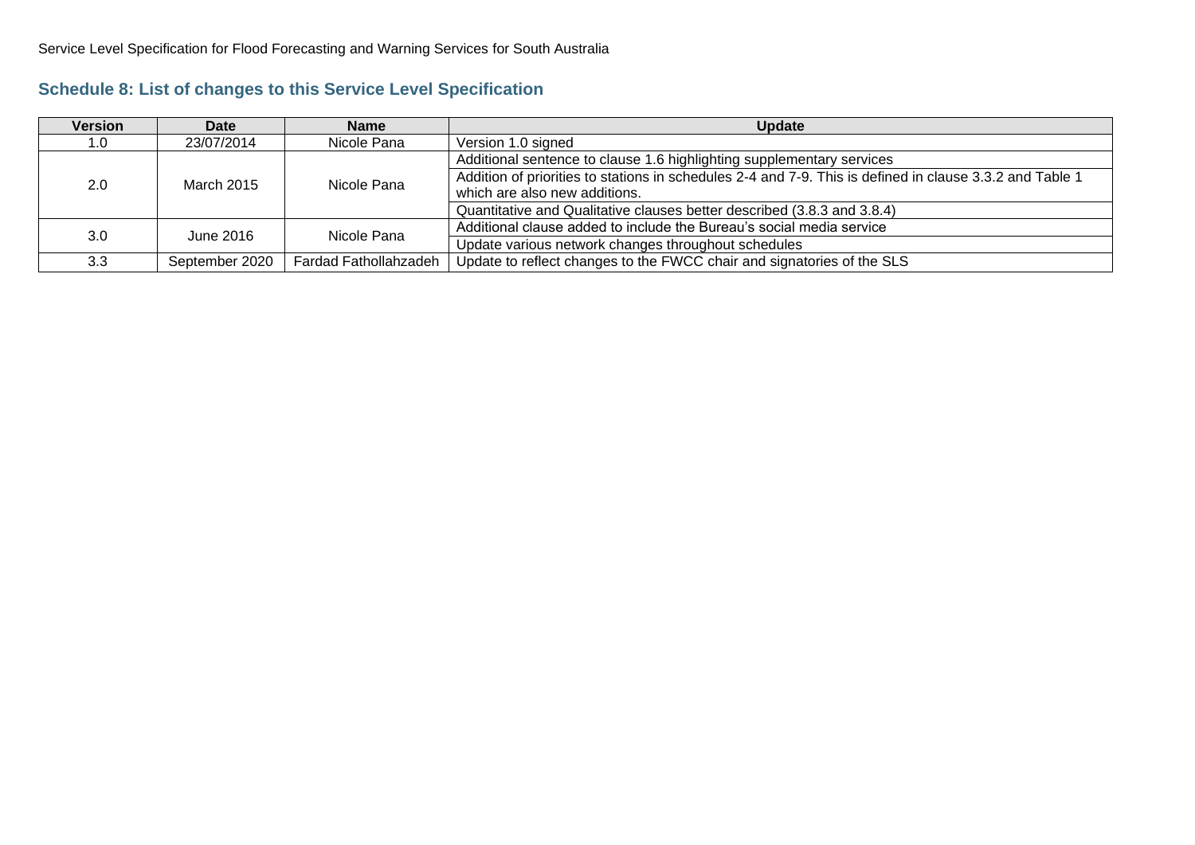## Schedule 8: List of changes to this Service Level Specification

| Version | Date | Name | Update |
|---|---|---|---|
| 1.0 | 23/07/2014 | Nicole Pana | Version 1.0 signed |
| 2.0 | March 2015 | Nicole Pana | Additional sentence to clause 1.6 highlighting supplementary services |
| | | | Addition of priorities to stations in schedules 2-4 and 7-9. This is defined in clause 3.3.2 and Table 1 which are also new additions. |
| | | | Quantitative and Qualitative clauses better described (3.8.3 and 3.8.4) |
| 3.0 | June 2016 | Nicole Pana | Additional clause added to include the Bureau's social media service |
| | | | Update various network changes throughout schedules |
| 3.3 | September 2020 | Fardad Fathollahzadeh | Update to reflect changes to the FWCC chair and signatories of the SLS |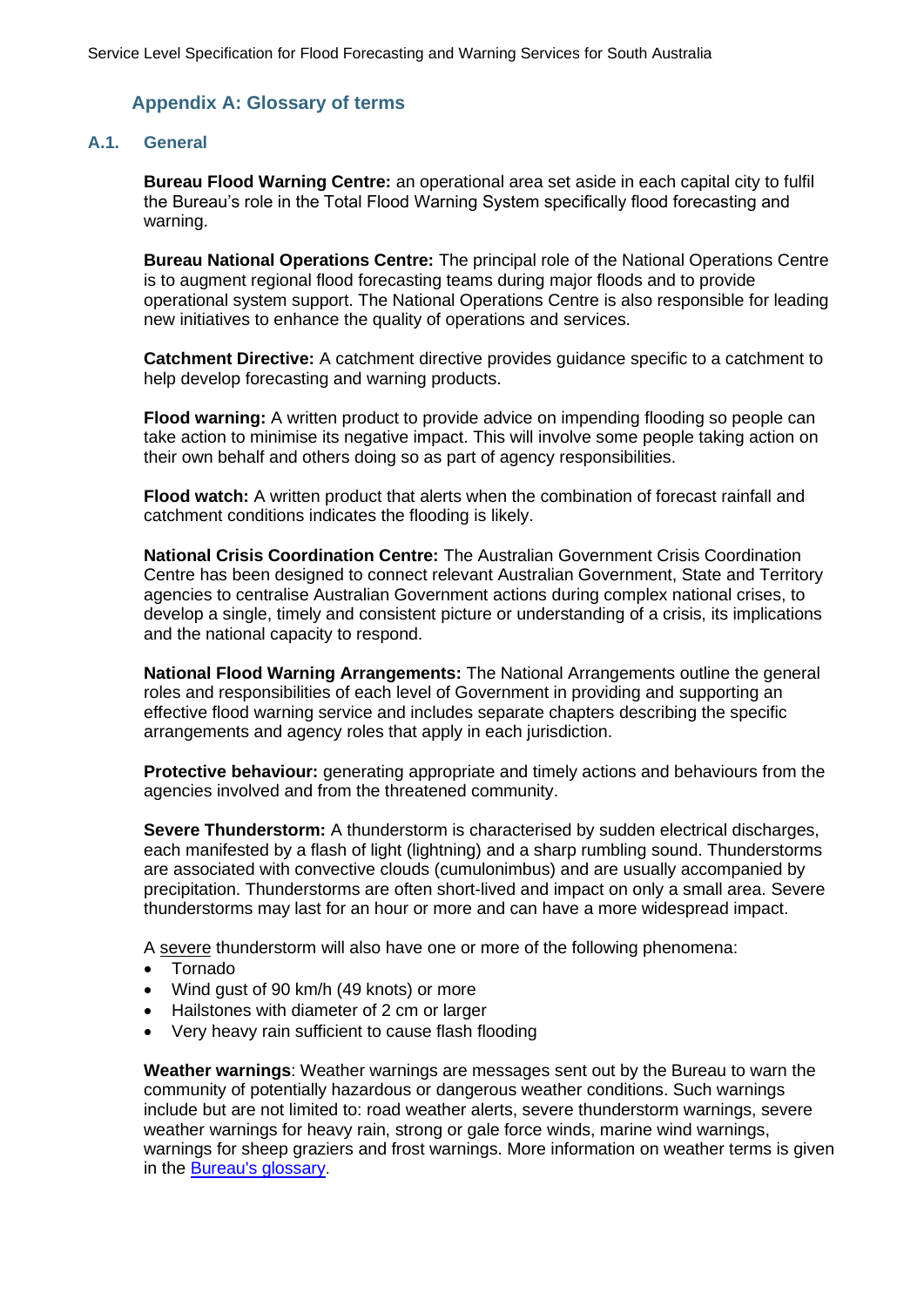## Appendix A: Glossary of terms

### A.1. General

**Bureau Flood Warning Centre:** an operational area set aside in each capital city to fulfil the Bureau's role in the Total Flood Warning System specifically flood forecasting and warning.

**Bureau National Operations Centre:** The principal role of the National Operations Centre is to augment regional flood forecasting teams during major floods and to provide operational system support. The National Operations Centre is also responsible for leading new initiatives to enhance the quality of operations and services.

**Catchment Directive:** A catchment directive provides guidance specific to a catchment to help develop forecasting and warning products.

**Flood warning:** A written product to provide advice on impending flooding so people can take action to minimise its negative impact. This will involve some people taking action on their own behalf and others doing so as part of agency responsibilities.

**Flood watch:** A written product that alerts when the combination of forecast rainfall and catchment conditions indicates the flooding is likely.

**National Crisis Coordination Centre:** The Australian Government Crisis Coordination Centre has been designed to connect relevant Australian Government, State and Territory agencies to centralise Australian Government actions during complex national crises, to develop a single, timely and consistent picture or understanding of a crisis, its implications and the national capacity to respond.

**National Flood Warning Arrangements:** The National Arrangements outline the general roles and responsibilities of each level of Government in providing and supporting an effective flood warning service and includes separate chapters describing the specific arrangements and agency roles that apply in each jurisdiction.

**Protective behaviour:** generating appropriate and timely actions and behaviours from the agencies involved and from the threatened community.

**Severe Thunderstorm:** A thunderstorm is characterised by sudden electrical discharges, each manifested by a flash of light (lightning) and a sharp rumbling sound. Thunderstorms are associated with convective clouds (cumulonimbus) and are usually accompanied by precipitation. Thunderstorms are often short-lived and impact on only a small area. Severe thunderstorms may last for an hour or more and can have a more widespread impact.

A severe thunderstorm will also have one or more of the following phenomena:

- Tornado
- Wind gust of 90 km/h (49 knots) or more
- Hailstones with diameter of 2 cm or larger
- Very heavy rain sufficient to cause flash flooding

**Weather warnings**: Weather warnings are messages sent out by the Bureau to warn the community of potentially hazardous or dangerous weather conditions. Such warnings include but are not limited to: road weather alerts, severe thunderstorm warnings, severe weather warnings for heavy rain, strong or gale force winds, marine wind warnings, warnings for sheep graziers and frost warnings. More information on weather terms is given in the Bureau's glossary.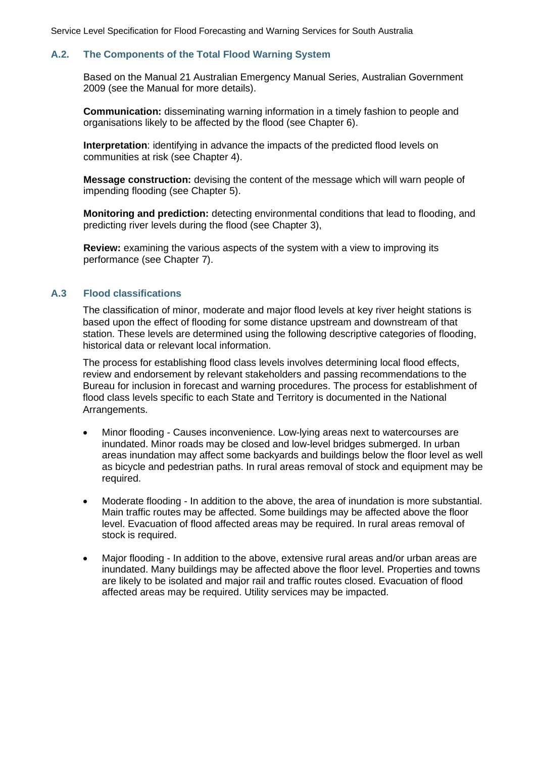## A.2. The Components of the Total Flood Warning System

Based on the Manual 21 Australian Emergency Manual Series, Australian Government 2009 (see the Manual for more details).

**Communication:** disseminating warning information in a timely fashion to people and organisations likely to be affected by the flood (see Chapter 6).

**Interpretation**: identifying in advance the impacts of the predicted flood levels on communities at risk (see Chapter 4).

**Message construction:** devising the content of the message which will warn people of impending flooding (see Chapter 5).

**Monitoring and prediction:** detecting environmental conditions that lead to flooding, and predicting river levels during the flood (see Chapter 3),

**Review:** examining the various aspects of the system with a view to improving its performance (see Chapter 7).

## A.3 Flood classifications

The classification of minor, moderate and major flood levels at key river height stations is based upon the effect of flooding for some distance upstream and downstream of that station. These levels are determined using the following descriptive categories of flooding, historical data or relevant local information.

The process for establishing flood class levels involves determining local flood effects, review and endorsement by relevant stakeholders and passing recommendations to the Bureau for inclusion in forecast and warning procedures. The process for establishment of flood class levels specific to each State and Territory is documented in the National Arrangements.

- Minor flooding - Causes inconvenience. Low-lying areas next to watercourses are inundated. Minor roads may be closed and low-level bridges submerged. In urban areas inundation may affect some backyards and buildings below the floor level as well as bicycle and pedestrian paths. In rural areas removal of stock and equipment may be required.
- Moderate flooding - In addition to the above, the area of inundation is more substantial. Main traffic routes may be affected. Some buildings may be affected above the floor level. Evacuation of flood affected areas may be required. In rural areas removal of stock is required.
- Major flooding - In addition to the above, extensive rural areas and/or urban areas are inundated. Many buildings may be affected above the floor level. Properties and towns are likely to be isolated and major rail and traffic routes closed. Evacuation of flood affected areas may be required. Utility services may be impacted.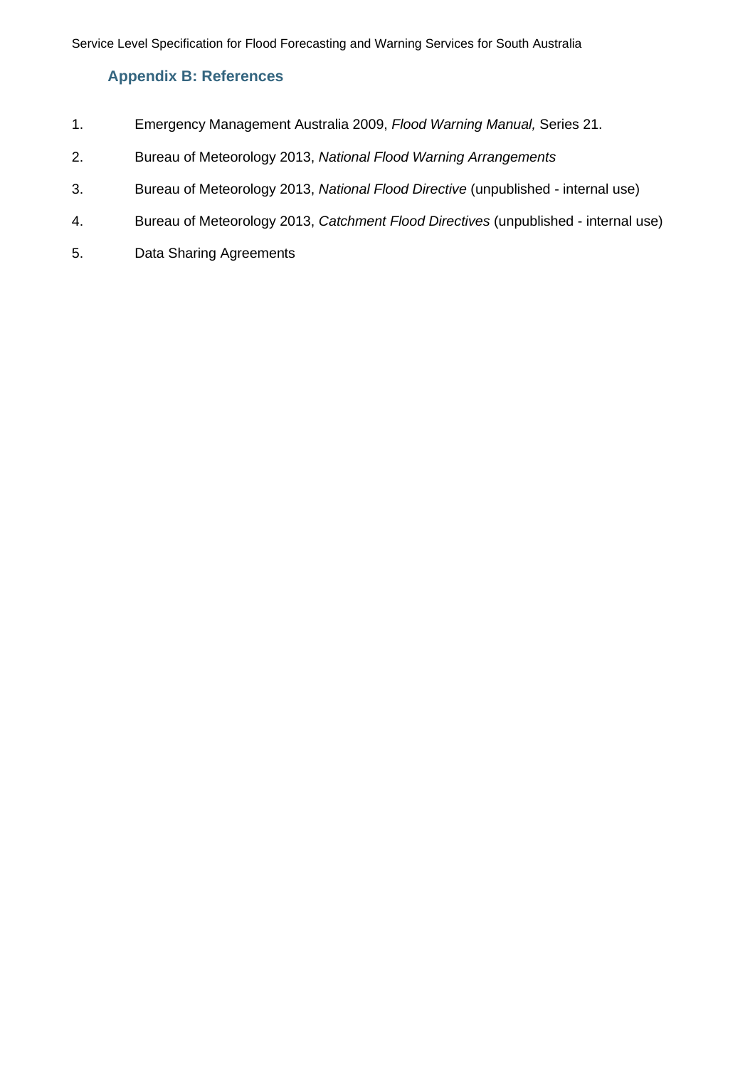## Appendix B: References

1. Emergency Management Australia 2009, *Flood Warning Manual,* Series 21.
2. Bureau of Meteorology 2013, *National Flood Warning Arrangements*
3. Bureau of Meteorology 2013, *National Flood Directive* (unpublished - internal use)
4. Bureau of Meteorology 2013, *Catchment Flood Directives* (unpublished - internal use)
5. Data Sharing Agreements